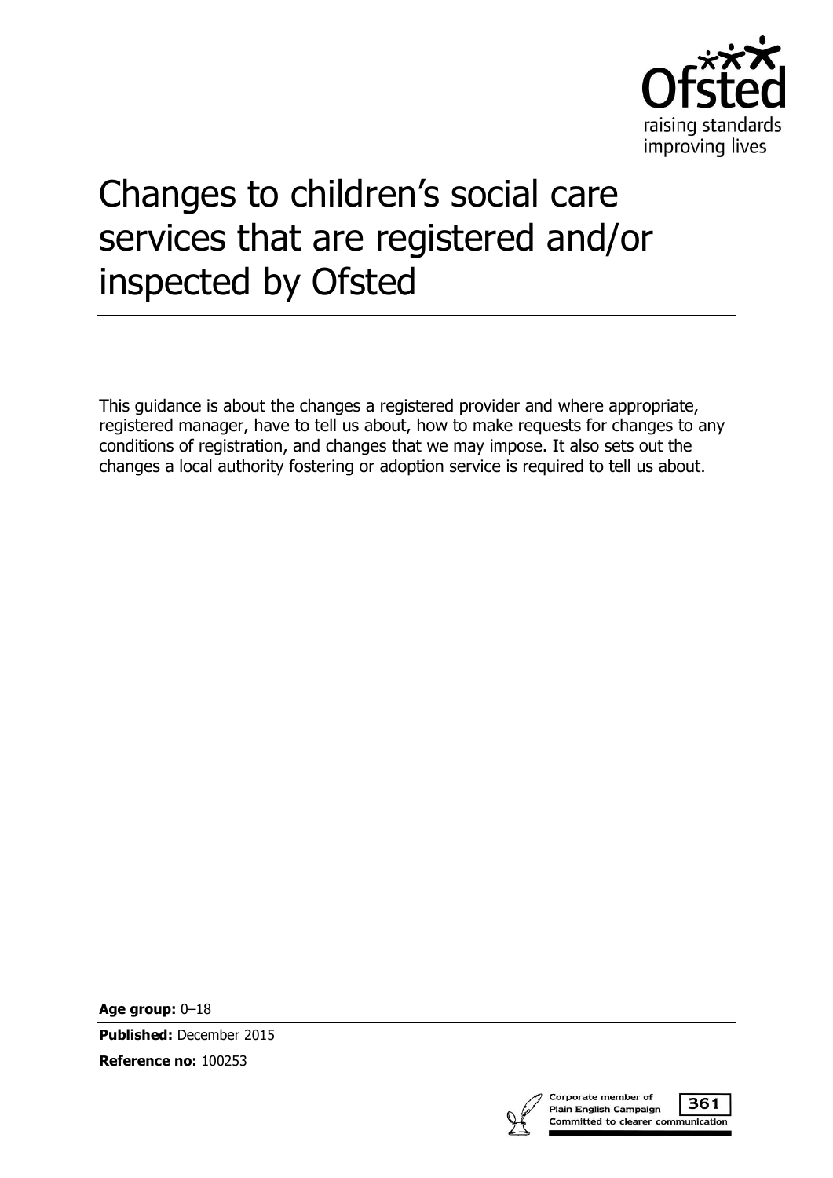# Changes to children's social care services that are registered and/or inspected by Ofsted

This guidance is about the changes a registered provider and where appropriate, registered manager, have to tell us about, how to make requests for changes to any conditions of registration, and changes that we may impose. It also sets out the changes a local authority fostering or adoption service is required to tell us about.

**Age group:** 0–18

**Published:** December 2015

**Reference no:** 100253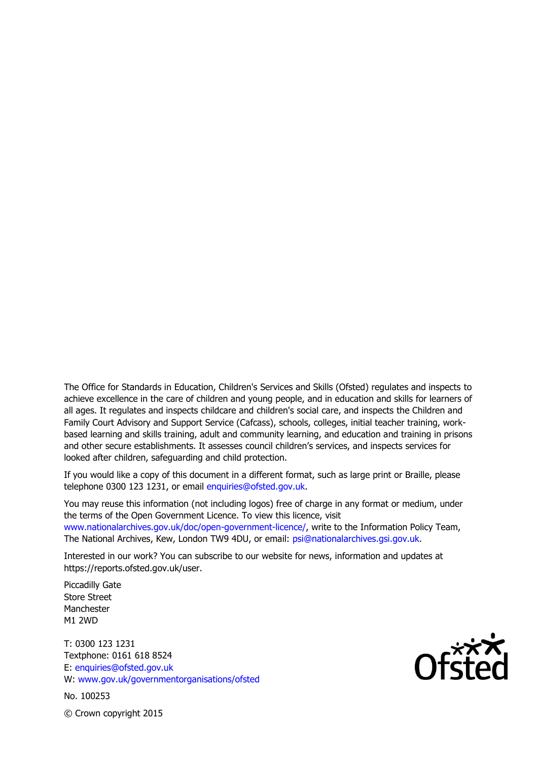The Office for Standards in Education, Children's Services and Skills (Ofsted) regulates and inspects to achieve excellence in the care of children and young people, and in education and skills for learners of all ages. It regulates and inspects childcare and children's social care, and inspects the Children and Family Court Advisory and Support Service (Cafcass), schools, colleges, initial teacher training, work-based learning and skills training, adult and community learning, and education and training in prisons and other secure establishments. It assesses council children's services, and inspects services for looked after children, safeguarding and child protection.

If you would like a copy of this document in a different format, such as large print or Braille, please telephone 0300 123 1231, or email enquiries@ofsted.gov.uk.

You may reuse this information (not including logos) free of charge in any format or medium, under the terms of the Open Government Licence. To view this licence, visit www.nationalarchives.gov.uk/doc/open-government-licence/, write to the Information Policy Team, The National Archives, Kew, London TW9 4DU, or email: psi@nationalarchives.gsi.gov.uk.

Interested in our work? You can subscribe to our website for news, information and updates at https://reports.ofsted.gov.uk/user.

Piccadilly Gate  
Store Street  
Manchester  
M1 2WD

T: 0300 123 1231  
Textphone: 0161 618 8524  
E: enquiries@ofsted.gov.uk  
W: www.gov.uk/governmentorganisations/ofsted

No. 100253

© Crown copyright 2015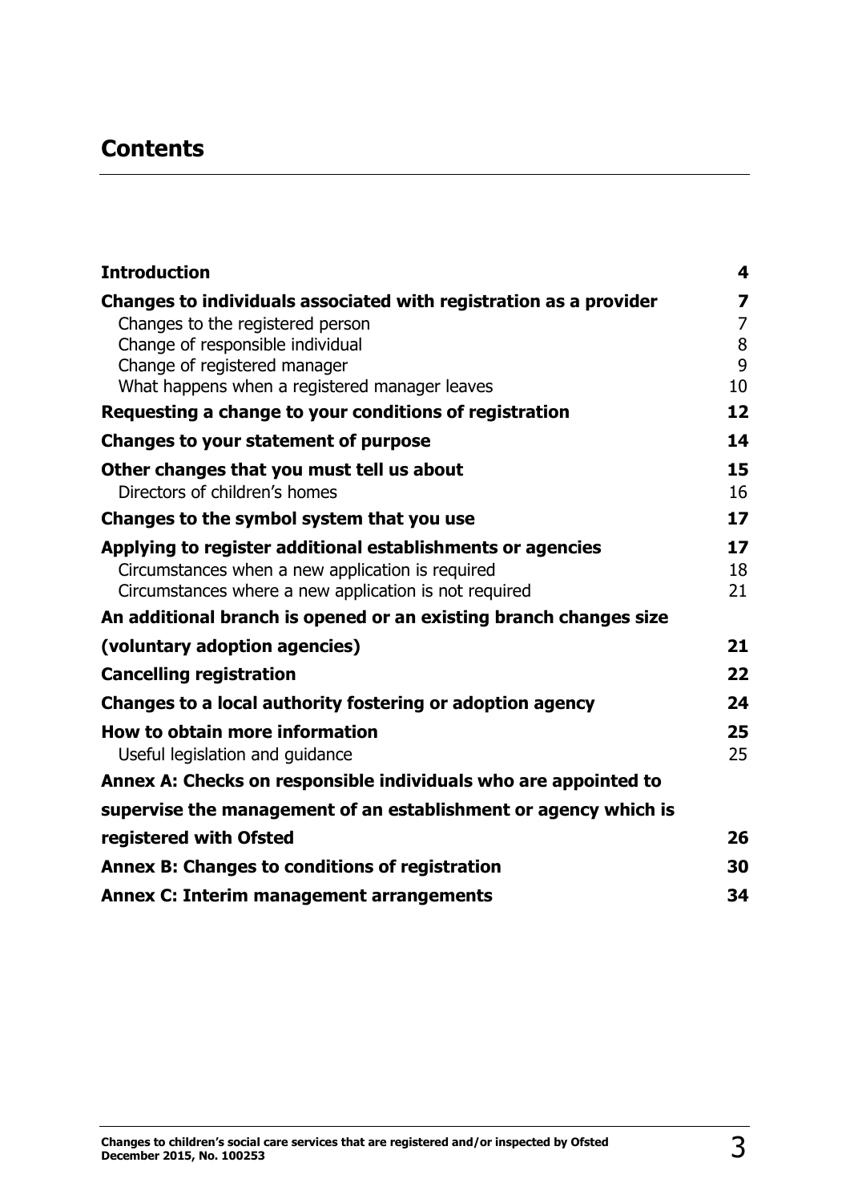## Contents

| | |
|---|---|
| **Introduction** | **4** |
| **Changes to individuals associated with registration as a provider** | **7** |
| Changes to the registered person | 7 |
| Change of responsible individual | 8 |
| Change of registered manager | 9 |
| What happens when a registered manager leaves | 10 |
| **Requesting a change to your conditions of registration** | **12** |
| **Changes to your statement of purpose** | **14** |
| **Other changes that you must tell us about** | **15** |
| Directors of children's homes | 16 |
| **Changes to the symbol system that you use** | **17** |
| **Applying to register additional establishments or agencies** | **17** |
| Circumstances when a new application is required | 18 |
| Circumstances where a new application is not required | 21 |
| **An additional branch is opened or an existing branch changes size (voluntary adoption agencies)** | **21** |
| **Cancelling registration** | **22** |
| **Changes to a local authority fostering or adoption agency** | **24** |
| **How to obtain more information** | **25** |
| Useful legislation and guidance | 25 |
| **Annex A: Checks on responsible individuals who are appointed to supervise the management of an establishment or agency which is registered with Ofsted** | **26** |
| **Annex B: Changes to conditions of registration** | **30** |
| **Annex C: Interim management arrangements** | **34** |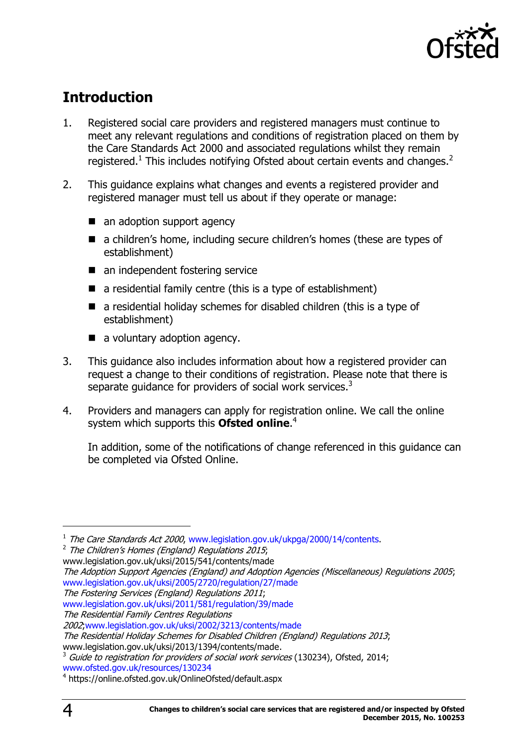## Introduction

1. Registered social care providers and registered managers must continue to meet any relevant regulations and conditions of registration placed on them by the Care Standards Act 2000 and associated regulations whilst they remain registered.[1] This includes notifying Ofsted about certain events and changes.[2]

2. This guidance explains what changes and events a registered provider and registered manager must tell us about if they operate or manage:

   - an adoption support agency
   - a children's home, including secure children's homes (these are types of establishment)
   - an independent fostering service
   - a residential family centre (this is a type of establishment)
   - a residential holiday schemes for disabled children (this is a type of establishment)
   - a voluntary adoption agency.

3. This guidance also includes information about how a registered provider can request a change to their conditions of registration. Please note that there is separate guidance for providers of social work services.[3]

4. Providers and managers can apply for registration online. We call the online system which supports this **Ofsted online**.[4]

   In addition, some of the notifications of change referenced in this guidance can be completed via Ofsted Online.

---

[1] *The Care Standards Act 2000*, www.legislation.gov.uk/ukpga/2000/14/contents.

[2] *The Children's Homes (England) Regulations 2015*; www.legislation.gov.uk/uksi/2015/541/contents/made
*The Adoption Support Agencies (England) and Adoption Agencies (Miscellaneous) Regulations 2005*; www.legislation.gov.uk/uksi/2005/2720/regulation/27/made
*The Fostering Services (England) Regulations 2011*; www.legislation.gov.uk/uksi/2011/581/regulation/39/made
*The Residential Family Centres Regulations 2002*;www.legislation.gov.uk/uksi/2002/3213/contents/made
*The Residential Holiday Schemes for Disabled Children (England) Regulations 2013*; www.legislation.gov.uk/uksi/2013/1394/contents/made.

[3] *Guide to registration for providers of social work services* (130234), Ofsted, 2014; www.ofsted.gov.uk/resources/130234

[4] https://online.ofsted.gov.uk/OnlineOfsted/default.aspx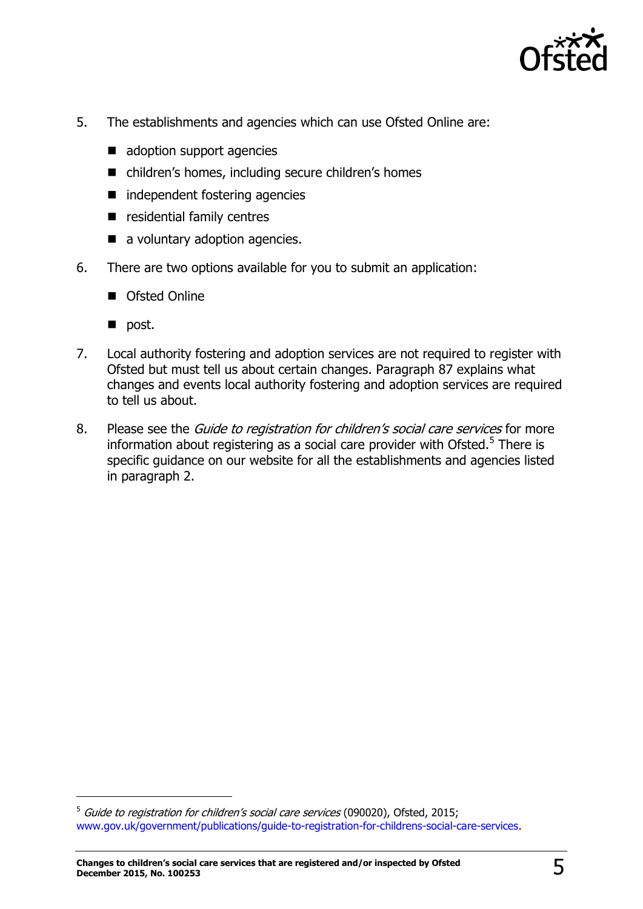5. The establishments and agencies which can use Ofsted Online are:

   - adoption support agencies
   - children's homes, including secure children's homes
   - independent fostering agencies
   - residential family centres
   - a voluntary adoption agencies.

6. There are two options available for you to submit an application:

   - Ofsted Online
   - post.

7. Local authority fostering and adoption services are not required to register with Ofsted but must tell us about certain changes. Paragraph 87 explains what changes and events local authority fostering and adoption services are required to tell us about.

8. Please see the *Guide to registration for children's social care services* for more information about registering as a social care provider with Ofsted.[5] There is specific guidance on our website for all the establishments and agencies listed in paragraph 2.

---

[5] *Guide to registration for children's social care services* (090020), Ofsted, 2015; www.gov.uk/government/publications/guide-to-registration-for-childrens-social-care-services.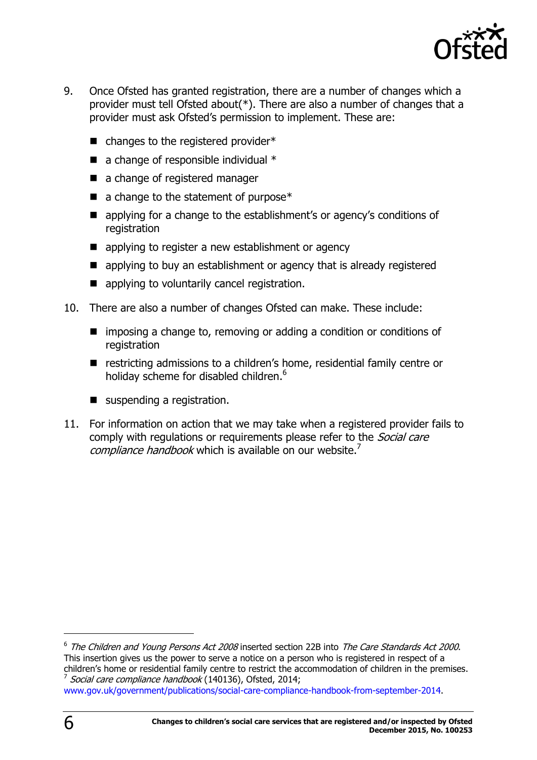9. Once Ofsted has granted registration, there are a number of changes which a provider must tell Ofsted about(*). There are also a number of changes that a provider must ask Ofsted's permission to implement. These are:

   - changes to the registered provider*
   - a change of responsible individual *
   - a change of registered manager
   - a change to the statement of purpose*
   - applying for a change to the establishment's or agency's conditions of registration
   - applying to register a new establishment or agency
   - applying to buy an establishment or agency that is already registered
   - applying to voluntarily cancel registration.

10. There are also a number of changes Ofsted can make. These include:

    - imposing a change to, removing or adding a condition or conditions of registration
    - restricting admissions to a children's home, residential family centre or holiday scheme for disabled children.[6]
    - suspending a registration.

11. For information on action that we may take when a registered provider fails to comply with regulations or requirements please refer to the *Social care compliance handbook* which is available on our website.[7]

---

[6] *The Children and Young Persons Act 2008* inserted section 22B into *The Care Standards Act 2000*. This insertion gives us the power to serve a notice on a person who is registered in respect of a children's home or residential family centre to restrict the accommodation of children in the premises.

[7] *Social care compliance handbook* (140136), Ofsted, 2014; www.gov.uk/government/publications/social-care-compliance-handbook-from-september-2014.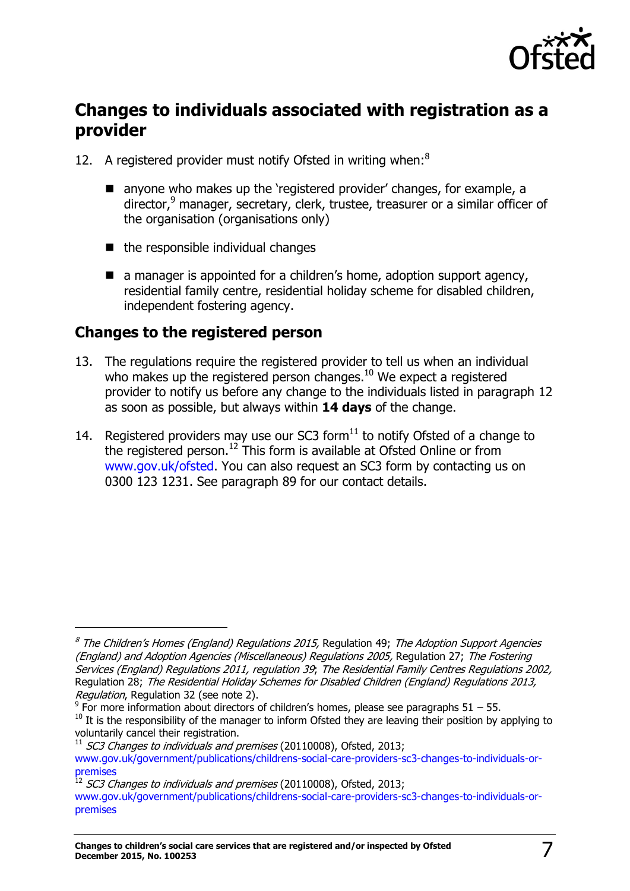## Changes to individuals associated with registration as a provider

12. A registered provider must notify Ofsted in writing when:[8]

   - anyone who makes up the 'registered provider' changes, for example, a director,[9] manager, secretary, clerk, trustee, treasurer or a similar officer of the organisation (organisations only)
   - the responsible individual changes
   - a manager is appointed for a children's home, adoption support agency, residential family centre, residential holiday scheme for disabled children, independent fostering agency.

### Changes to the registered person

13. The regulations require the registered provider to tell us when an individual who makes up the registered person changes.[10] We expect a registered provider to notify us before any change to the individuals listed in paragraph 12 as soon as possible, but always within **14 days** of the change.

14. Registered providers may use our SC3 form[11] to notify Ofsted of a change to the registered person.[12] This form is available at Ofsted Online or from www.gov.uk/ofsted. You can also request an SC3 form by contacting us on 0300 123 1231. See paragraph 89 for our contact details.

---

[8] *The Children's Homes (England) Regulations 2015,* Regulation 49; *The Adoption Support Agencies (England) and Adoption Agencies (Miscellaneous) Regulations 2005,* Regulation 27; *The Fostering Services (England) Regulations 2011, regulation 39*; *The Residential Family Centres Regulations 2002,* Regulation 28; *The Residential Holiday Schemes for Disabled Children (England) Regulations 2013, Regulation*, Regulation 32 (see note 2).

[9] For more information about directors of children's homes, please see paragraphs 51 – 55.

[10] It is the responsibility of the manager to inform Ofsted they are leaving their position by applying to voluntarily cancel their registration.

[11] *SC3 Changes to individuals and premises* (20110008), Ofsted, 2013; www.gov.uk/government/publications/childrens-social-care-providers-sc3-changes-to-individuals-or-premises

[12] *SC3 Changes to individuals and premises* (20110008), Ofsted, 2013; www.gov.uk/government/publications/childrens-social-care-providers-sc3-changes-to-individuals-or-premises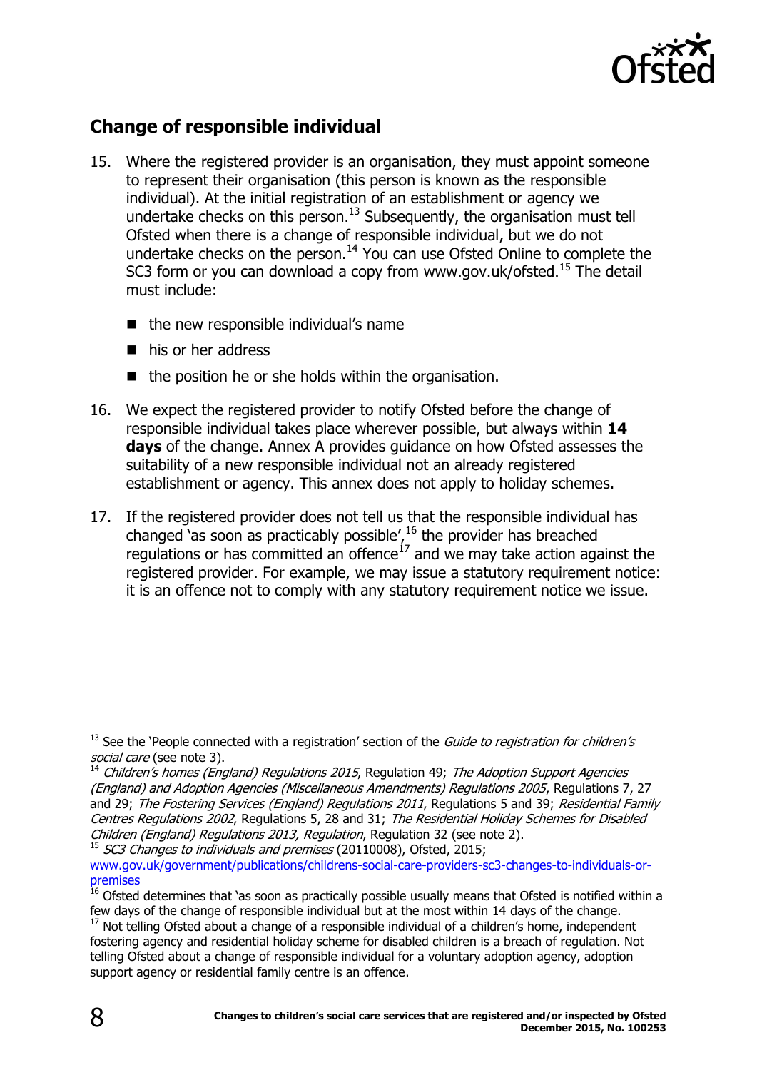## Change of responsible individual

15. Where the registered provider is an organisation, they must appoint someone to represent their organisation (this person is known as the responsible individual). At the initial registration of an establishment or agency we undertake checks on this person.[13] Subsequently, the organisation must tell Ofsted when there is a change of responsible individual, but we do not undertake checks on the person.[14] You can use Ofsted Online to complete the SC3 form or you can download a copy from www.gov.uk/ofsted.[15] The detail must include:

    - the new responsible individual's name
    - his or her address
    - the position he or she holds within the organisation.

16. We expect the registered provider to notify Ofsted before the change of responsible individual takes place wherever possible, but always within **14 days** of the change. Annex A provides guidance on how Ofsted assesses the suitability of a new responsible individual not an already registered establishment or agency. This annex does not apply to holiday schemes.

17. If the registered provider does not tell us that the responsible individual has changed 'as soon as practicably possible',[16] the provider has breached regulations or has committed an offence[17] and we may take action against the registered provider. For example, we may issue a statutory requirement notice: it is an offence not to comply with any statutory requirement notice we issue.

---

[13] See the 'People connected with a registration' section of the *Guide to registration for children's social care* (see note 3).

[14] *Children's homes (England) Regulations 2015*, Regulation 49; *The Adoption Support Agencies (England) and Adoption Agencies (Miscellaneous Amendments) Regulations 2005*, Regulations 7, 27 and 29; *The Fostering Services (England) Regulations 2011*, Regulations 5 and 39; *Residential Family Centres Regulations 2002*, Regulations 5, 28 and 31; *The Residential Holiday Schemes for Disabled Children (England) Regulations 2013, Regulation*, Regulation 32 (see note 2).

[15] *SC3 Changes to individuals and premises* (20110008), Ofsted, 2015; www.gov.uk/government/publications/childrens-social-care-providers-sc3-changes-to-individuals-or-premises

[16] Ofsted determines that 'as soon as practically possible usually means that Ofsted is notified within a few days of the change of responsible individual but at the most within 14 days of the change.

[17] Not telling Ofsted about a change of a responsible individual of a children's home, independent fostering agency and residential holiday scheme for disabled children is a breach of regulation. Not telling Ofsted about a change of responsible individual for a voluntary adoption agency, adoption support agency or residential family centre is an offence.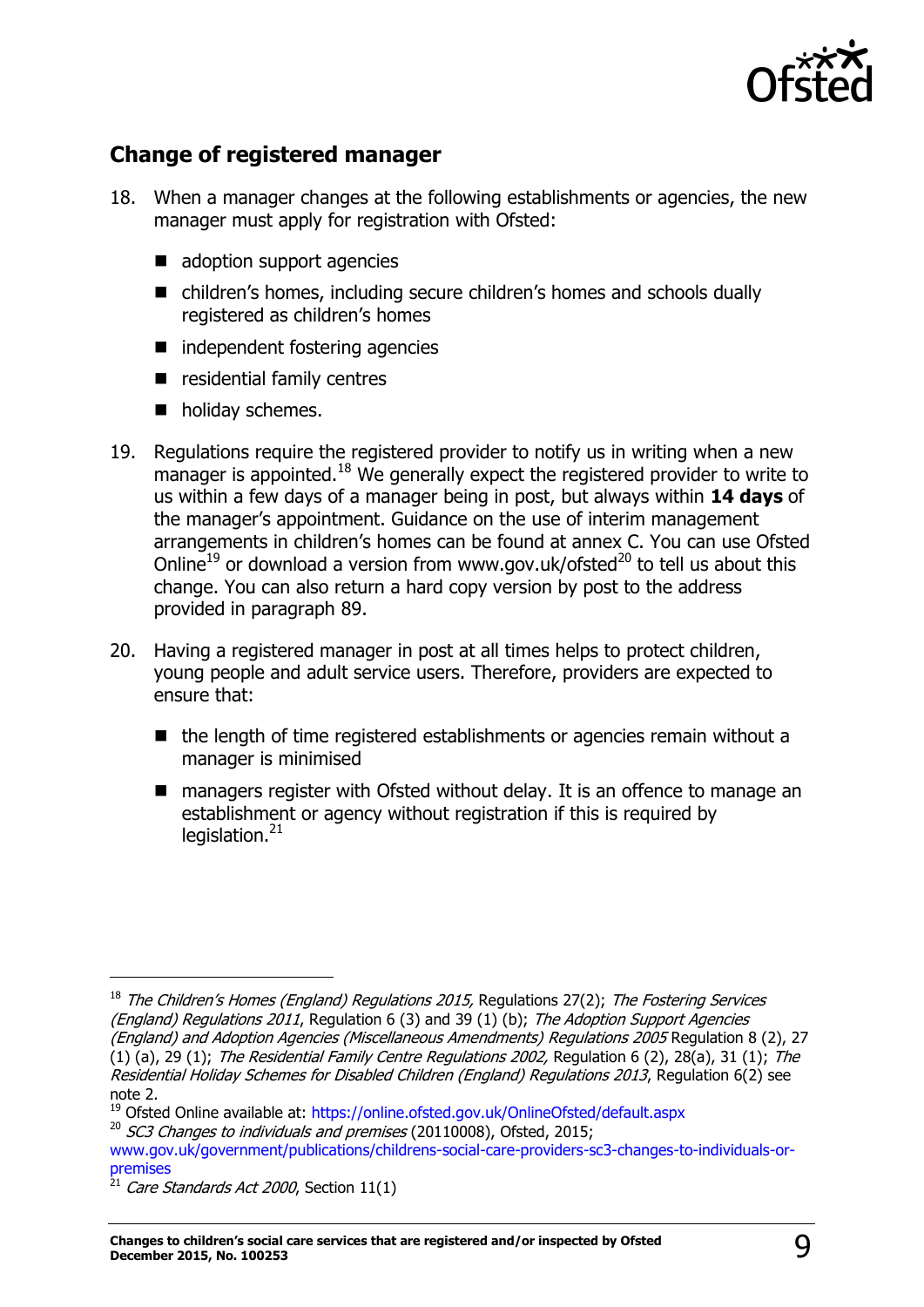## Change of registered manager

18. When a manager changes at the following establishments or agencies, the new manager must apply for registration with Ofsted:

    - adoption support agencies
    - children's homes, including secure children's homes and schools dually registered as children's homes
    - independent fostering agencies
    - residential family centres
    - holiday schemes.

19. Regulations require the registered provider to notify us in writing when a new manager is appointed.[18] We generally expect the registered provider to write to us within a few days of a manager being in post, but always within **14 days** of the manager's appointment. Guidance on the use of interim management arrangements in children's homes can be found at annex C. You can use Ofsted Online[19] or download a version from www.gov.uk/ofsted[20] to tell us about this change. You can also return a hard copy version by post to the address provided in paragraph 89.

20. Having a registered manager in post at all times helps to protect children, young people and adult service users. Therefore, providers are expected to ensure that:

    - the length of time registered establishments or agencies remain without a manager is minimised
    - managers register with Ofsted without delay. It is an offence to manage an establishment or agency without registration if this is required by legislation.[21]

---

[18] *The Children's Homes (England) Regulations 2015,* Regulations 27(2); *The Fostering Services (England) Regulations 2011*, Regulation 6 (3) and 39 (1) (b); *The Adoption Support Agencies (England) and Adoption Agencies (Miscellaneous Amendments) Regulations 2005* Regulation 8 (2), 27 (1) (a), 29 (1); *The Residential Family Centre Regulations 2002,* Regulation 6 (2), 28(a), 31 (1); *The Residential Holiday Schemes for Disabled Children (England) Regulations 2013*, Regulation 6(2) see note 2.

[19] Ofsted Online available at: https://online.ofsted.gov.uk/OnlineOfsted/default.aspx

[20] *SC3 Changes to individuals and premises* (20110008), Ofsted, 2015; www.gov.uk/government/publications/childrens-social-care-providers-sc3-changes-to-individuals-or-premises

[21] *Care Standards Act 2000*, Section 11(1)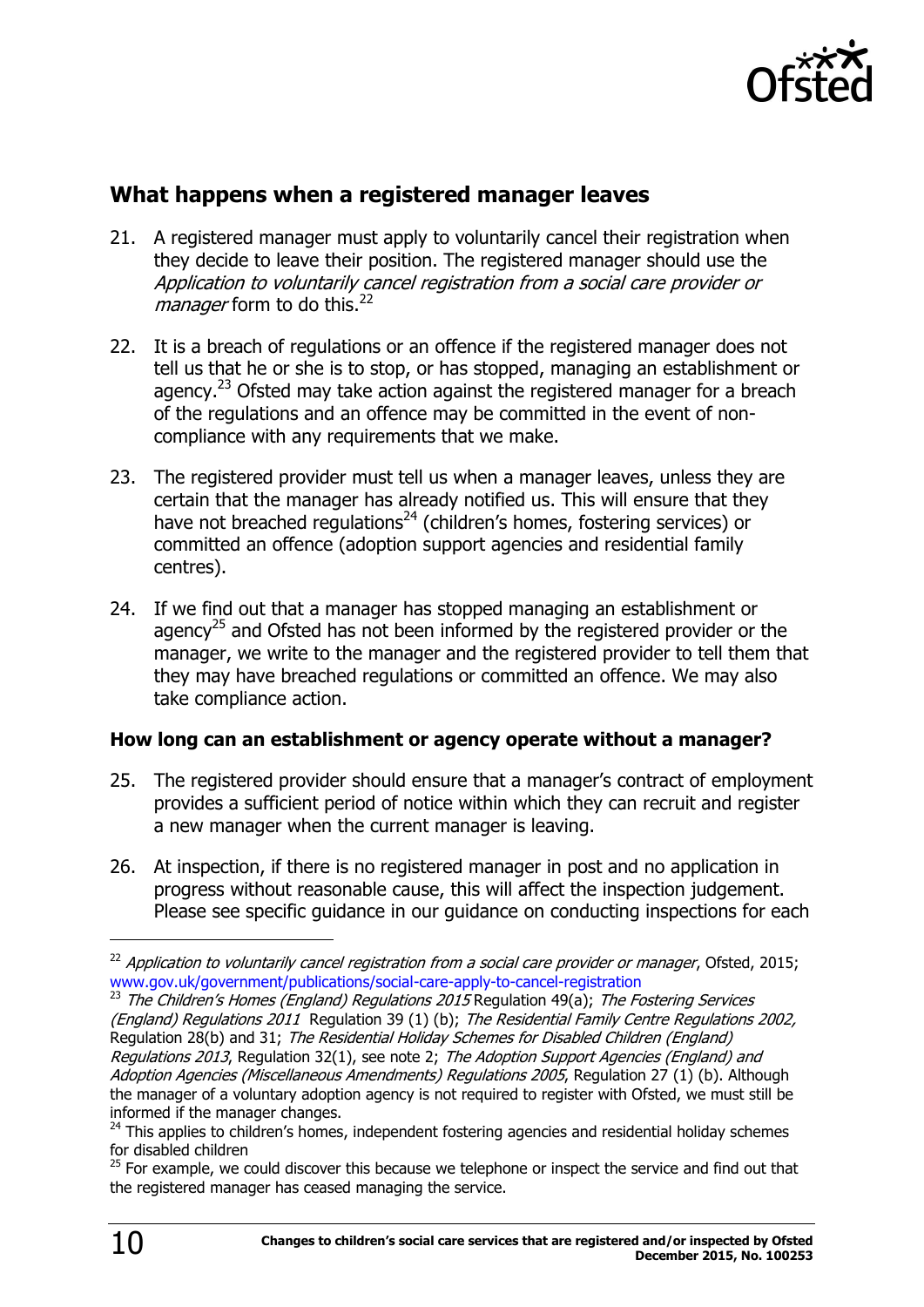## What happens when a registered manager leaves

21. A registered manager must apply to voluntarily cancel their registration when they decide to leave their position. The registered manager should use the *Application to voluntarily cancel registration from a social care provider or manager* form to do this.[22]

22. It is a breach of regulations or an offence if the registered manager does not tell us that he or she is to stop, or has stopped, managing an establishment or agency.[23] Ofsted may take action against the registered manager for a breach of the regulations and an offence may be committed in the event of non-compliance with any requirements that we make.

23. The registered provider must tell us when a manager leaves, unless they are certain that the manager has already notified us. This will ensure that they have not breached regulations[24] (children's homes, fostering services) or committed an offence (adoption support agencies and residential family centres).

24. If we find out that a manager has stopped managing an establishment or agency[25] and Ofsted has not been informed by the registered provider or the manager, we write to the manager and the registered provider to tell them that they may have breached regulations or committed an offence. We may also take compliance action.

### How long can an establishment or agency operate without a manager?

25. The registered provider should ensure that a manager's contract of employment provides a sufficient period of notice within which they can recruit and register a new manager when the current manager is leaving.

26. At inspection, if there is no registered manager in post and no application in progress without reasonable cause, this will affect the inspection judgement. Please see specific guidance in our guidance on conducting inspections for each

---

[22] *Application to voluntarily cancel registration from a social care provider or manager*, Ofsted, 2015; www.gov.uk/government/publications/social-care-apply-to-cancel-registration

[23] *The Children's Homes (England) Regulations 2015* Regulation 49(a); *The Fostering Services (England) Regulations 2011* Regulation 39 (1) (b); *The Residential Family Centre Regulations 2002*, Regulation 28(b) and 31; *The Residential Holiday Schemes for Disabled Children (England) Regulations 2013*, Regulation 32(1), see note 2; *The Adoption Support Agencies (England) and Adoption Agencies (Miscellaneous Amendments) Regulations 2005*, Regulation 27 (1) (b). Although the manager of a voluntary adoption agency is not required to register with Ofsted, we must still be informed if the manager changes.

[24] This applies to children's homes, independent fostering agencies and residential holiday schemes for disabled children

[25] For example, we could discover this because we telephone or inspect the service and find out that the registered manager has ceased managing the service.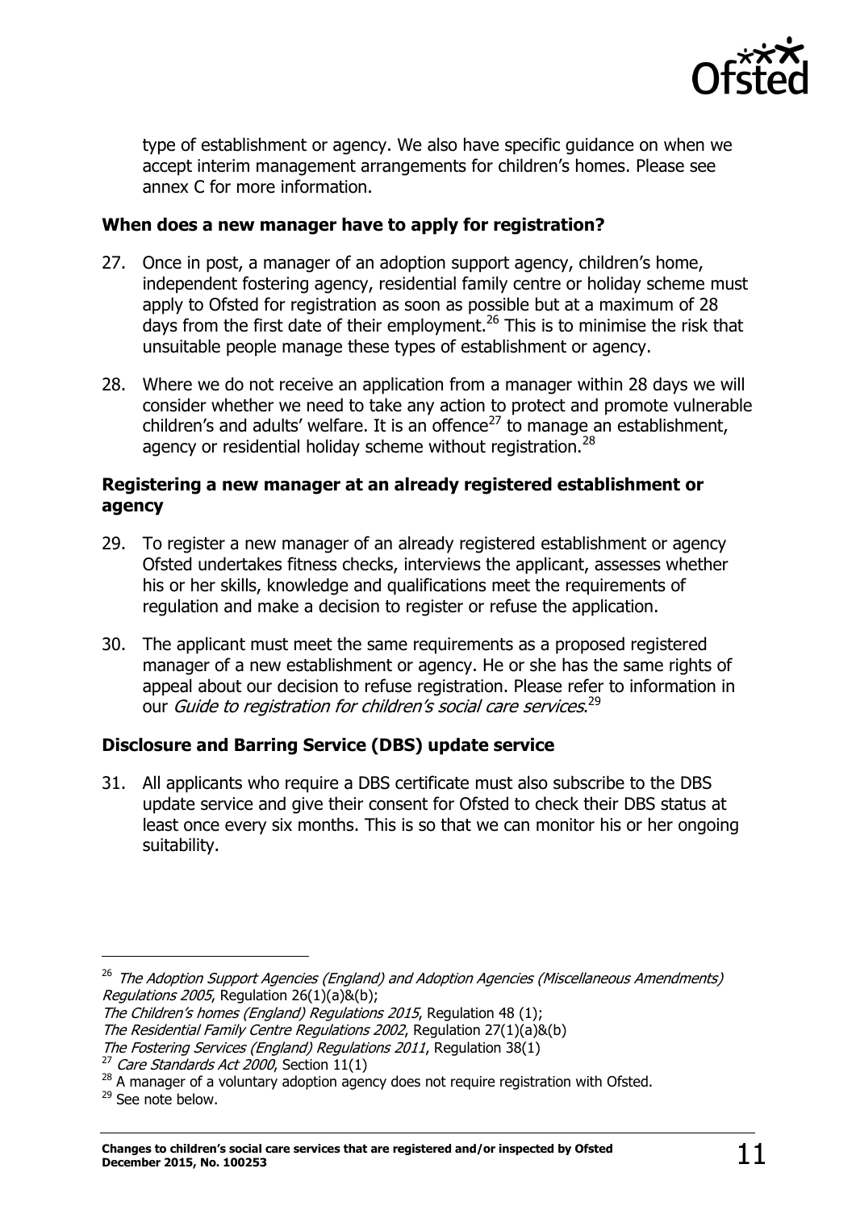type of establishment or agency. We also have specific guidance on when we accept interim management arrangements for children's homes. Please see annex C for more information.

### When does a new manager have to apply for registration?

27. Once in post, a manager of an adoption support agency, children's home, independent fostering agency, residential family centre or holiday scheme must apply to Ofsted for registration as soon as possible but at a maximum of 28 days from the first date of their employment.[26] This is to minimise the risk that unsuitable people manage these types of establishment or agency.

28. Where we do not receive an application from a manager within 28 days we will consider whether we need to take any action to protect and promote vulnerable children's and adults' welfare. It is an offence[27] to manage an establishment, agency or residential holiday scheme without registration.[28]

### Registering a new manager at an already registered establishment or agency

29. To register a new manager of an already registered establishment or agency Ofsted undertakes fitness checks, interviews the applicant, assesses whether his or her skills, knowledge and qualifications meet the requirements of regulation and make a decision to register or refuse the application.

30. The applicant must meet the same requirements as a proposed registered manager of a new establishment or agency. He or she has the same rights of appeal about our decision to refuse registration. Please refer to information in our *Guide to registration for children's social care services*.[29]

### Disclosure and Barring Service (DBS) update service

31. All applicants who require a DBS certificate must also subscribe to the DBS update service and give their consent for Ofsted to check their DBS status at least once every six months. This is so that we can monitor his or her ongoing suitability.

---

[26] *The Adoption Support Agencies (England) and Adoption Agencies (Miscellaneous Amendments) Regulations 2005*, Regulation 26(1)(a)&(b);
*The Children's homes (England) Regulations 2015*, Regulation 48 (1);
*The Residential Family Centre Regulations 2002*, Regulation 27(1)(a)&(b)
*The Fostering Services (England) Regulations 2011*, Regulation 38(1)

[27] *Care Standards Act 2000*, Section 11(1)

[28] A manager of a voluntary adoption agency does not require registration with Ofsted.

[29] See note below.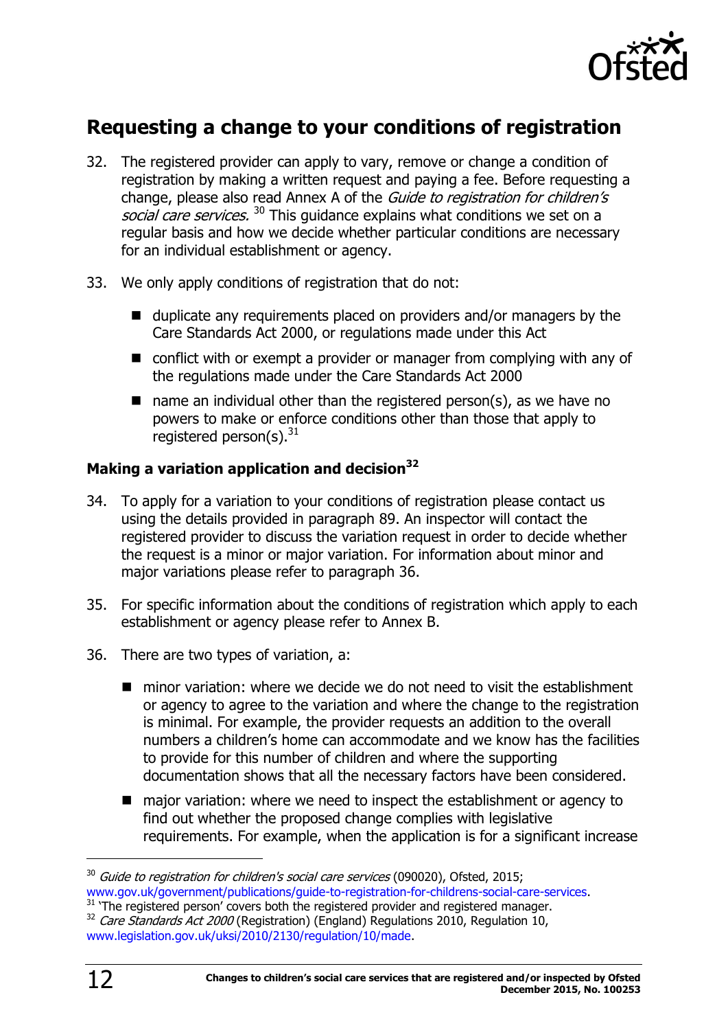## Requesting a change to your conditions of registration

32. The registered provider can apply to vary, remove or change a condition of registration by making a written request and paying a fee. Before requesting a change, please also read Annex A of the *Guide to registration for children's social care services.* [30] This guidance explains what conditions we set on a regular basis and how we decide whether particular conditions are necessary for an individual establishment or agency.

33. We only apply conditions of registration that do not:

    - duplicate any requirements placed on providers and/or managers by the Care Standards Act 2000, or regulations made under this Act
    - conflict with or exempt a provider or manager from complying with any of the regulations made under the Care Standards Act 2000
    - name an individual other than the registered person(s), as we have no powers to make or enforce conditions other than those that apply to registered person(s).[31]

### Making a variation application and decision[32]

34. To apply for a variation to your conditions of registration please contact us using the details provided in paragraph 89. An inspector will contact the registered provider to discuss the variation request in order to decide whether the request is a minor or major variation. For information about minor and major variations please refer to paragraph 36.

35. For specific information about the conditions of registration which apply to each establishment or agency please refer to Annex B.

36. There are two types of variation, a:

    - minor variation: where we decide we do not need to visit the establishment or agency to agree to the variation and where the change to the registration is minimal. For example, the provider requests an addition to the overall numbers a children's home can accommodate and we know has the facilities to provide for this number of children and where the supporting documentation shows that all the necessary factors have been considered.
    - major variation: where we need to inspect the establishment or agency to find out whether the proposed change complies with legislative requirements. For example, when the application is for a significant increase

---

[30] *Guide to registration for children's social care services* (090020), Ofsted, 2015; www.gov.uk/government/publications/guide-to-registration-for-childrens-social-care-services.

[31] 'The registered person' covers both the registered provider and registered manager.

[32] *Care Standards Act 2000* (Registration) (England) Regulations 2010, Regulation 10, www.legislation.gov.uk/uksi/2010/2130/regulation/10/made.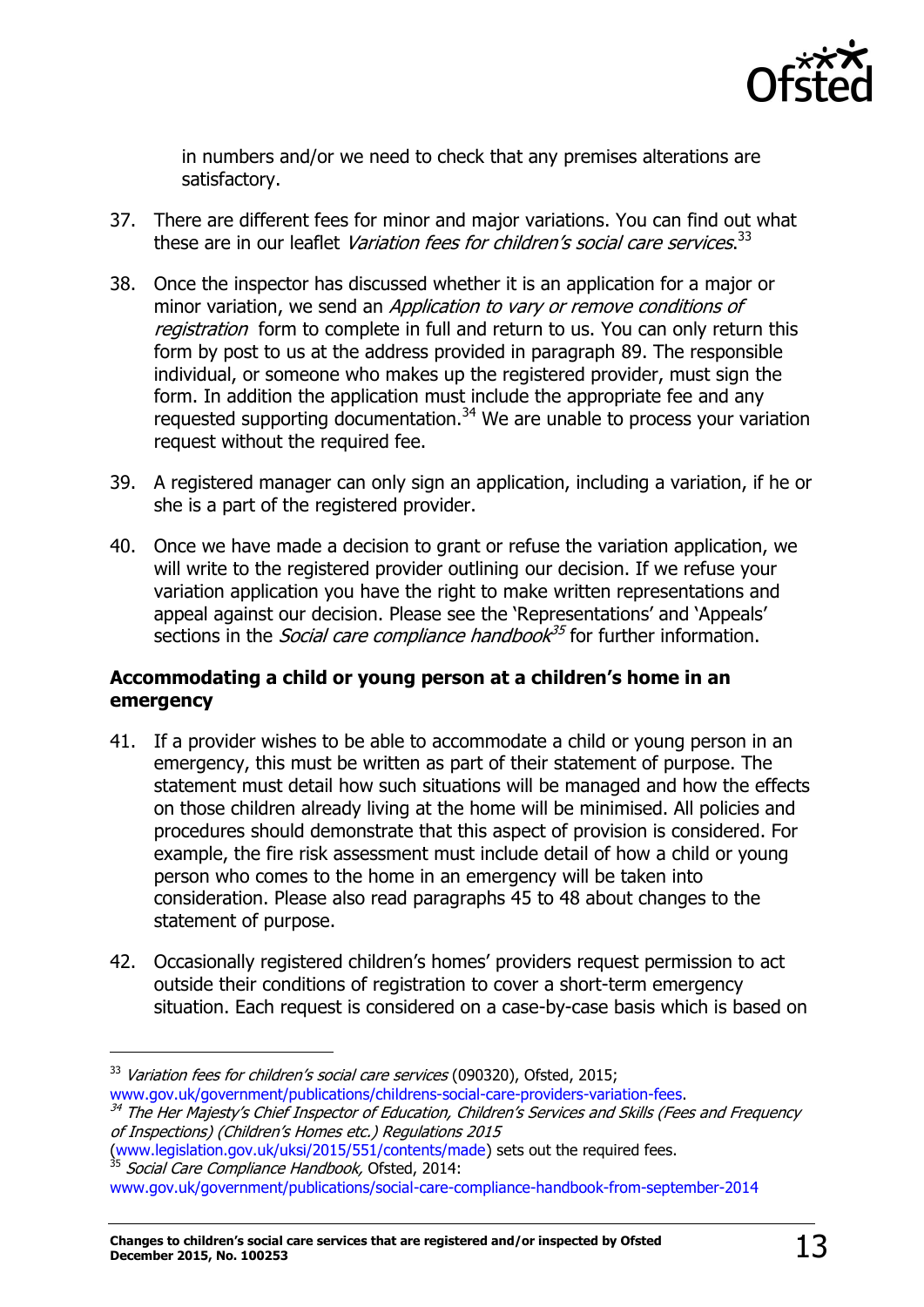in numbers and/or we need to check that any premises alterations are satisfactory.

37. There are different fees for minor and major variations. You can find out what these are in our leaflet *Variation fees for children's social care services*.[33]

38. Once the inspector has discussed whether it is an application for a major or minor variation, we send an *Application to vary or remove conditions of registration* form to complete in full and return to us. You can only return this form by post to us at the address provided in paragraph 89. The responsible individual, or someone who makes up the registered provider, must sign the form. In addition the application must include the appropriate fee and any requested supporting documentation.[34] We are unable to process your variation request without the required fee.

39. A registered manager can only sign an application, including a variation, if he or she is a part of the registered provider.

40. Once we have made a decision to grant or refuse the variation application, we will write to the registered provider outlining our decision. If we refuse your variation application you have the right to make written representations and appeal against our decision. Please see the 'Representations' and 'Appeals' sections in the *Social care compliance handbook*[35] for further information.

### Accommodating a child or young person at a children's home in an emergency

41. If a provider wishes to be able to accommodate a child or young person in an emergency, this must be written as part of their statement of purpose. The statement must detail how such situations will be managed and how the effects on those children already living at the home will be minimised. All policies and procedures should demonstrate that this aspect of provision is considered. For example, the fire risk assessment must include detail of how a child or young person who comes to the home in an emergency will be taken into consideration. Please also read paragraphs 45 to 48 about changes to the statement of purpose.

42. Occasionally registered children's homes' providers request permission to act outside their conditions of registration to cover a short-term emergency situation. Each request is considered on a case-by-case basis which is based on

---

[33] *Variation fees for children's social care services* (090320), Ofsted, 2015; www.gov.uk/government/publications/childrens-social-care-providers-variation-fees.

[34] *The Her Majesty's Chief Inspector of Education, Children's Services and Skills (Fees and Frequency of Inspections) (Children's Homes etc.) Regulations 2015* (www.legislation.gov.uk/uksi/2015/551/contents/made) sets out the required fees.

[35] *Social Care Compliance Handbook,* Ofsted, 2014: www.gov.uk/government/publications/social-care-compliance-handbook-from-september-2014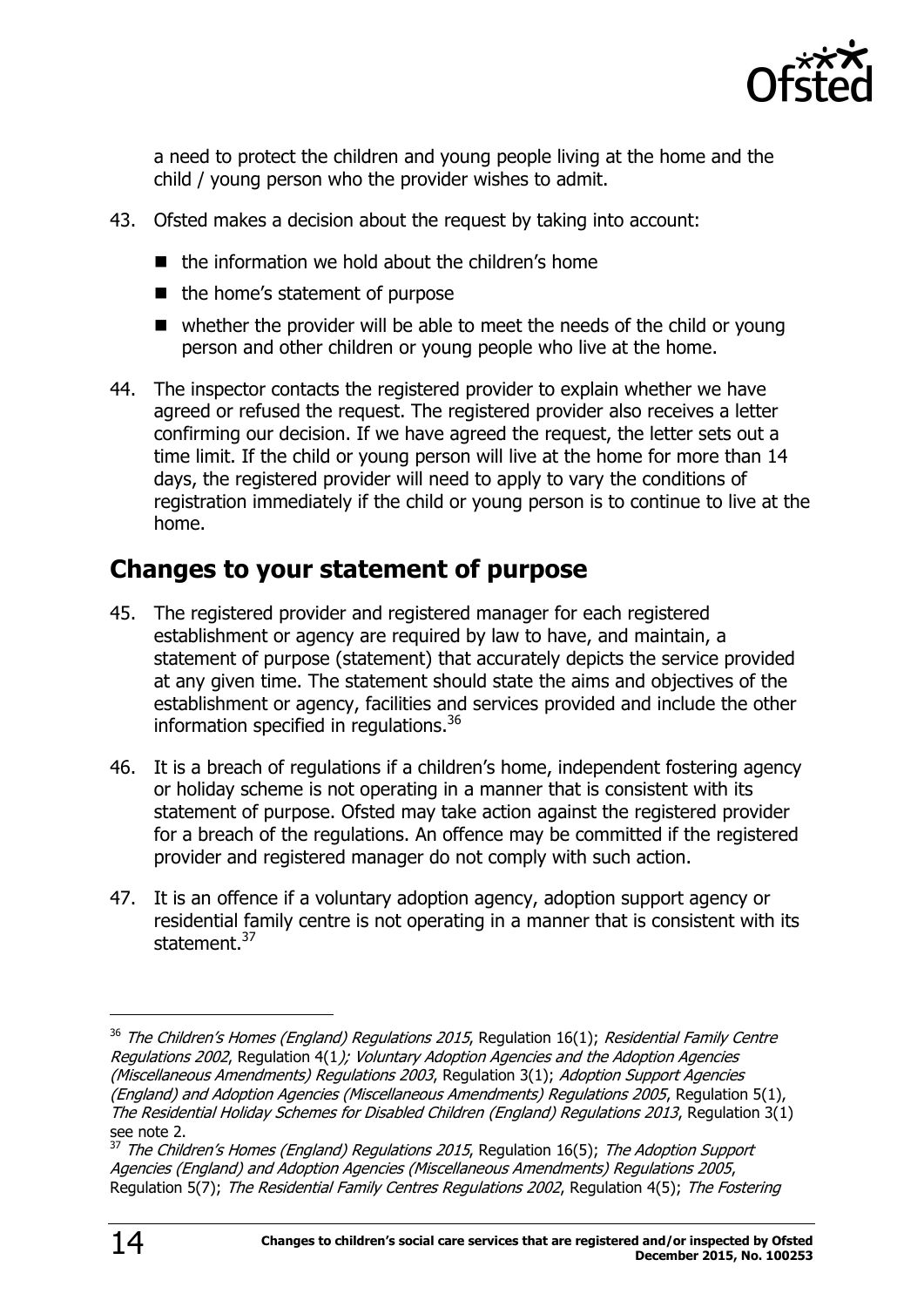a need to protect the children and young people living at the home and the child / young person who the provider wishes to admit.

43. Ofsted makes a decision about the request by taking into account:

   - the information we hold about the children's home
   - the home's statement of purpose
   - whether the provider will be able to meet the needs of the child or young person and other children or young people who live at the home.

44. The inspector contacts the registered provider to explain whether we have agreed or refused the request. The registered provider also receives a letter confirming our decision. If we have agreed the request, the letter sets out a time limit. If the child or young person will live at the home for more than 14 days, the registered provider will need to apply to vary the conditions of registration immediately if the child or young person is to continue to live at the home.

## Changes to your statement of purpose

45. The registered provider and registered manager for each registered establishment or agency are required by law to have, and maintain, a statement of purpose (statement) that accurately depicts the service provided at any given time. The statement should state the aims and objectives of the establishment or agency, facilities and services provided and include the other information specified in regulations.[36]

46. It is a breach of regulations if a children's home, independent fostering agency or holiday scheme is not operating in a manner that is consistent with its statement of purpose. Ofsted may take action against the registered provider for a breach of the regulations. An offence may be committed if the registered provider and registered manager do not comply with such action.

47. It is an offence if a voluntary adoption agency, adoption support agency or residential family centre is not operating in a manner that is consistent with its statement.[37]

---

[36] *The Children's Homes (England) Regulations 2015*, Regulation 16(1); *Residential Family Centre Regulations 2002*, Regulation 4(1*); Voluntary Adoption Agencies and the Adoption Agencies (Miscellaneous Amendments) Regulations 2003*, Regulation 3(1); *Adoption Support Agencies (England) and Adoption Agencies (Miscellaneous Amendments) Regulations 2005*, Regulation 5(1), *The Residential Holiday Schemes for Disabled Children (England) Regulations 2013*, Regulation 3(1) see note 2.

[37] *The Children's Homes (England) Regulations 2015*, Regulation 16(5); *The Adoption Support Agencies (England) and Adoption Agencies (Miscellaneous Amendments) Regulations 2005*, Regulation 5(7); *The Residential Family Centres Regulations 2002*, Regulation 4(5); *The Fostering*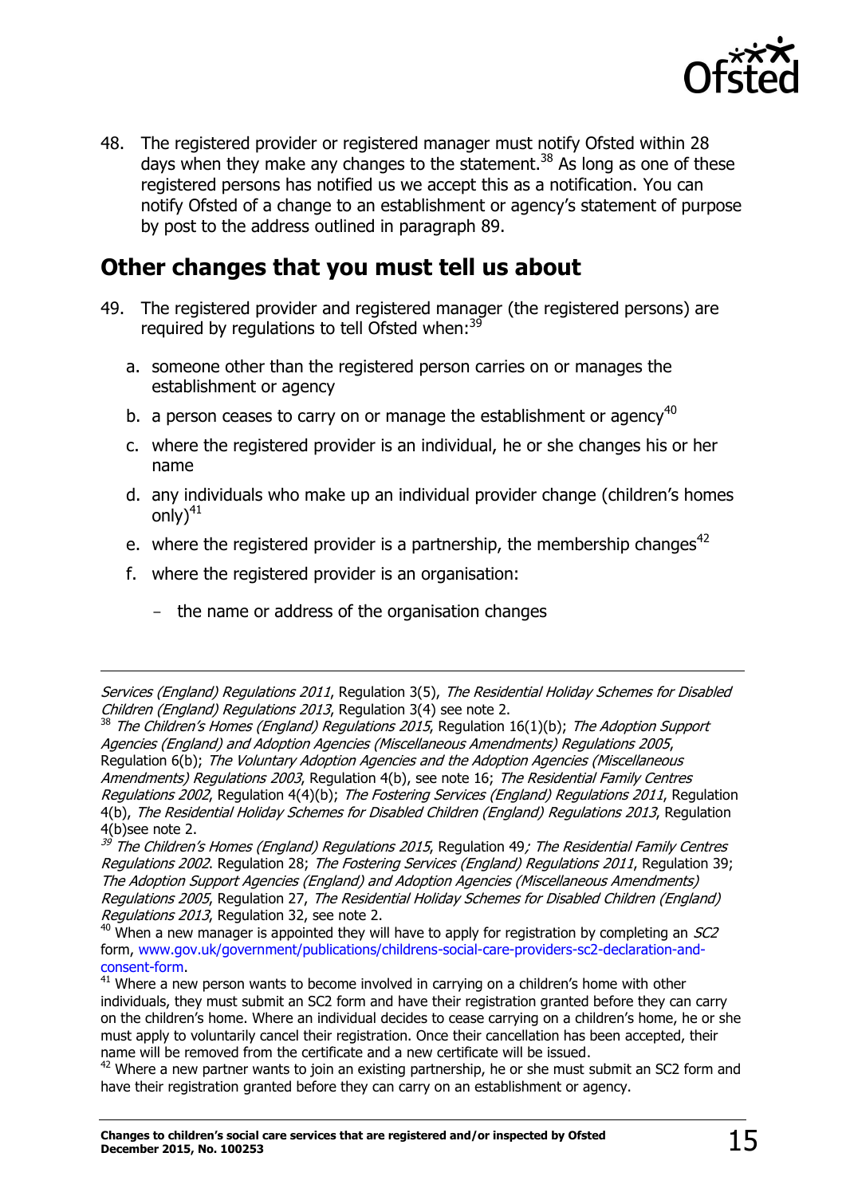48. The registered provider or registered manager must notify Ofsted within 28 days when they make any changes to the statement.[38] As long as one of these registered persons has notified us we accept this as a notification. You can notify Ofsted of a change to an establishment or agency's statement of purpose by post to the address outlined in paragraph 89.

## Other changes that you must tell us about

49. The registered provider and registered manager (the registered persons) are required by regulations to tell Ofsted when:[39]

    a. someone other than the registered person carries on or manages the establishment or agency

    b. a person ceases to carry on or manage the establishment or agency[40]

    c. where the registered provider is an individual, he or she changes his or her name

    d. any individuals who make up an individual provider change (children's homes only)[41]

    e. where the registered provider is a partnership, the membership changes[42]

    f. where the registered provider is an organisation:

    - the name or address of the organisation changes

---

*Services (England) Regulations 2011*, Regulation 3(5), *The Residential Holiday Schemes for Disabled Children (England) Regulations 2013*, Regulation 3(4) see note 2.

[38] *The Children's Homes (England) Regulations 2015*, Regulation 16(1)(b); *The Adoption Support Agencies (England) and Adoption Agencies (Miscellaneous Amendments) Regulations 2005*, Regulation 6(b); *The Voluntary Adoption Agencies and the Adoption Agencies (Miscellaneous Amendments) Regulations 2003*, Regulation 4(b), see note 16; *The Residential Family Centres Regulations 2002*, Regulation 4(4)(b); *The Fostering Services (England) Regulations 2011*, Regulation 4(b), *The Residential Holiday Schemes for Disabled Children (England) Regulations 2013*, Regulation 4(b)see note 2.

[39] *The Children's Homes (England) Regulations 2015*, Regulation 49; *The Residential Family Centres Regulations 2002*. Regulation 28; *The Fostering Services (England) Regulations 2011*, Regulation 39; *The Adoption Support Agencies (England) and Adoption Agencies (Miscellaneous Amendments) Regulations 2005*, Regulation 27, *The Residential Holiday Schemes for Disabled Children (England) Regulations 2013*, Regulation 32, see note 2.

[40] When a new manager is appointed they will have to apply for registration by completing an *SC2* form, www.gov.uk/government/publications/childrens-social-care-providers-sc2-declaration-and-consent-form.

[41] Where a new person wants to become involved in carrying on a children's home with other individuals, they must submit an SC2 form and have their registration granted before they can carry on the children's home. Where an individual decides to cease carrying on a children's home, he or she must apply to voluntarily cancel their registration. Once their cancellation has been accepted, their name will be removed from the certificate and a new certificate will be issued.

[42] Where a new partner wants to join an existing partnership, he or she must submit an SC2 form and have their registration granted before they can carry on an establishment or agency.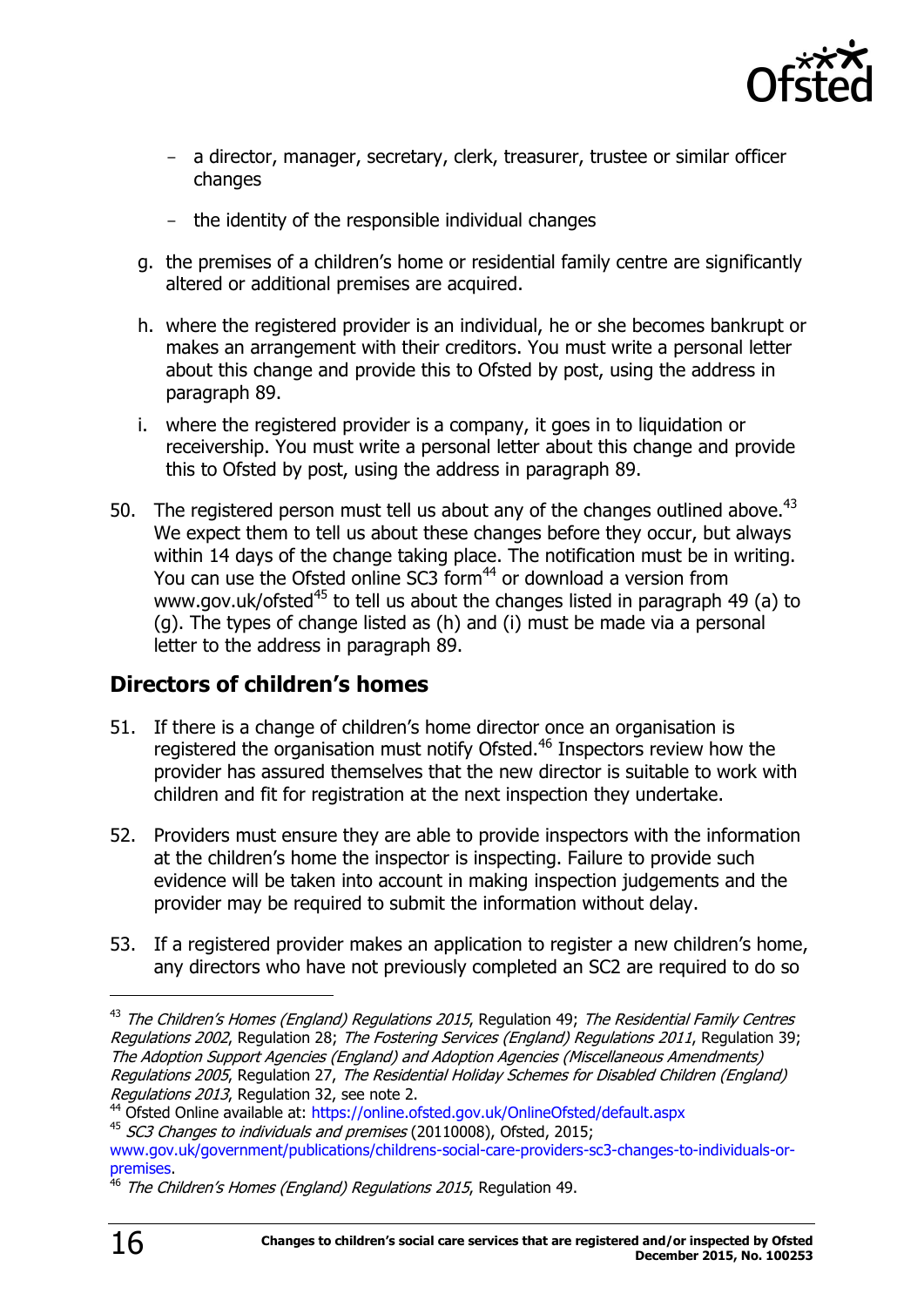- a director, manager, secretary, clerk, treasurer, trustee or similar officer changes
- the identity of the responsible individual changes

g. the premises of a children's home or residential family centre are significantly altered or additional premises are acquired.

h. where the registered provider is an individual, he or she becomes bankrupt or makes an arrangement with their creditors. You must write a personal letter about this change and provide this to Ofsted by post, using the address in paragraph 89.

i. where the registered provider is a company, it goes in to liquidation or receivership. You must write a personal letter about this change and provide this to Ofsted by post, using the address in paragraph 89.

50. The registered person must tell us about any of the changes outlined above.[43] We expect them to tell us about these changes before they occur, but always within 14 days of the change taking place. The notification must be in writing. You can use the Ofsted online SC3 form[44] or download a version from www.gov.uk/ofsted[45] to tell us about the changes listed in paragraph 49 (a) to (g). The types of change listed as (h) and (i) must be made via a personal letter to the address in paragraph 89.

## Directors of children's homes

51. If there is a change of children's home director once an organisation is registered the organisation must notify Ofsted.[46] Inspectors review how the provider has assured themselves that the new director is suitable to work with children and fit for registration at the next inspection they undertake.

52. Providers must ensure they are able to provide inspectors with the information at the children's home the inspector is inspecting. Failure to provide such evidence will be taken into account in making inspection judgements and the provider may be required to submit the information without delay.

53. If a registered provider makes an application to register a new children's home, any directors who have not previously completed an SC2 are required to do so

---

[43] *The Children's Homes (England) Regulations 2015*, Regulation 49; *The Residential Family Centres Regulations 2002*, Regulation 28; *The Fostering Services (England) Regulations 2011*, Regulation 39; *The Adoption Support Agencies (England) and Adoption Agencies (Miscellaneous Amendments) Regulations 2005*, Regulation 27, *The Residential Holiday Schemes for Disabled Children (England) Regulations 2013*, Regulation 32, see note 2.

[44] Ofsted Online available at: https://online.ofsted.gov.uk/OnlineOfsted/default.aspx

[45] *SC3 Changes to individuals and premises* (20110008), Ofsted, 2015; www.gov.uk/government/publications/childrens-social-care-providers-sc3-changes-to-individuals-or-premises.

[46] *The Children's Homes (England) Regulations 2015*, Regulation 49.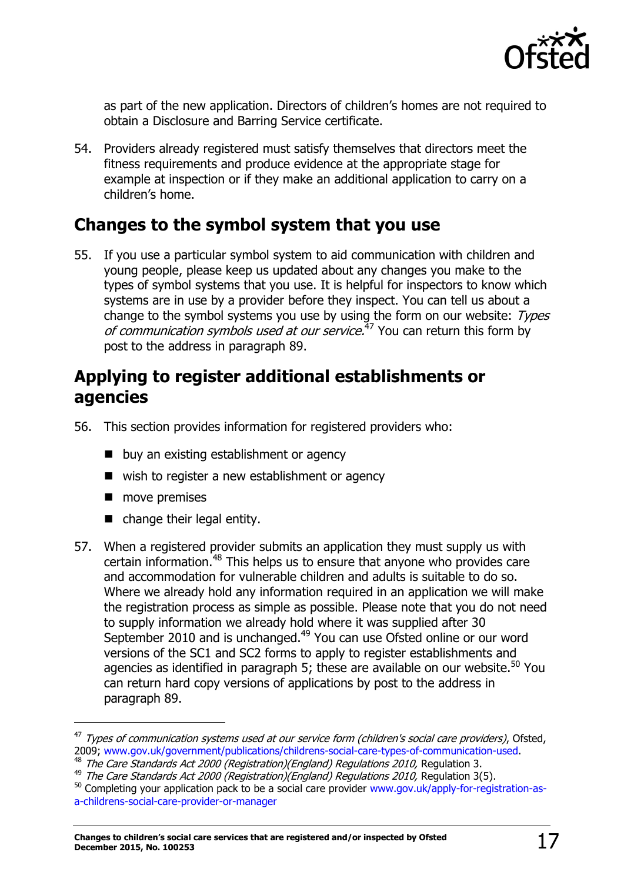as part of the new application. Directors of children's homes are not required to obtain a Disclosure and Barring Service certificate.

54. Providers already registered must satisfy themselves that directors meet the fitness requirements and produce evidence at the appropriate stage for example at inspection or if they make an additional application to carry on a children's home.

## Changes to the symbol system that you use

55. If you use a particular symbol system to aid communication with children and young people, please keep us updated about any changes you make to the types of symbol systems that you use. It is helpful for inspectors to know which systems are in use by a provider before they inspect. You can tell us about a change to the symbol systems you use by using the form on our website: *Types of communication symbols used at our service.*[47] You can return this form by post to the address in paragraph 89.

## Applying to register additional establishments or agencies

56. This section provides information for registered providers who:

- buy an existing establishment or agency
- wish to register a new establishment or agency
- move premises
- change their legal entity.

57. When a registered provider submits an application they must supply us with certain information.[48] This helps us to ensure that anyone who provides care and accommodation for vulnerable children and adults is suitable to do so. Where we already hold any information required in an application we will make the registration process as simple as possible. Please note that you do not need to supply information we already hold where it was supplied after 30 September 2010 and is unchanged.[49] You can use Ofsted online or our word versions of the SC1 and SC2 forms to apply to register establishments and agencies as identified in paragraph 5; these are available on our website.[50] You can return hard copy versions of applications by post to the address in paragraph 89.

---

[47] *Types of communication systems used at our service form (children's social care providers)*, Ofsted, 2009; www.gov.uk/government/publications/childrens-social-care-types-of-communication-used.

[48] *The Care Standards Act 2000 (Registration)(England) Regulations 2010,* Regulation 3.

[49] *The Care Standards Act 2000 (Registration)(England) Regulations 2010,* Regulation 3(5).

[50] Completing your application pack to be a social care provider www.gov.uk/apply-for-registration-as-a-childrens-social-care-provider-or-manager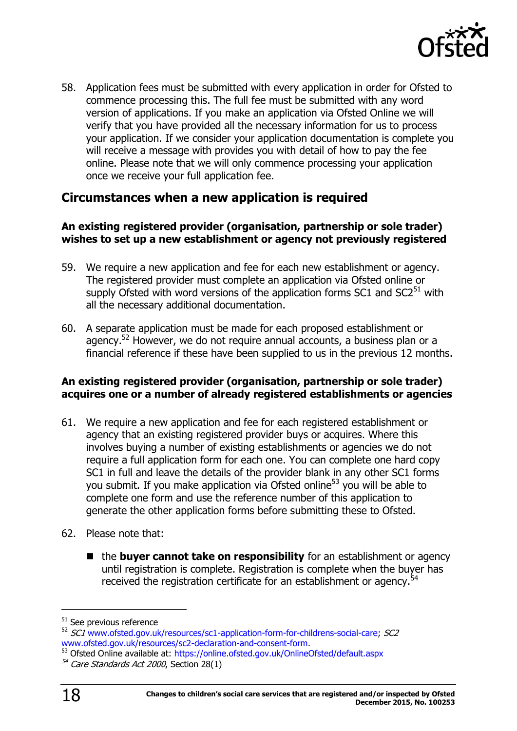58. Application fees must be submitted with every application in order for Ofsted to commence processing this. The full fee must be submitted with any word version of applications. If you make an application via Ofsted Online we will verify that you have provided all the necessary information for us to process your application. If we consider your application documentation is complete you will receive a message with provides you with detail of how to pay the fee online. Please note that we will only commence processing your application once we receive your full application fee.

## Circumstances when a new application is required

### An existing registered provider (organisation, partnership or sole trader) wishes to set up a new establishment or agency not previously registered

59. We require a new application and fee for each new establishment or agency. The registered provider must complete an application via Ofsted online or supply Ofsted with word versions of the application forms SC1 and SC2[51] with all the necessary additional documentation.

60. A separate application must be made for each proposed establishment or agency.[52] However, we do not require annual accounts, a business plan or a financial reference if these have been supplied to us in the previous 12 months.

### An existing registered provider (organisation, partnership or sole trader) acquires one or a number of already registered establishments or agencies

61. We require a new application and fee for each registered establishment or agency that an existing registered provider buys or acquires. Where this involves buying a number of existing establishments or agencies we do not require a full application form for each one. You can complete one hard copy SC1 in full and leave the details of the provider blank in any other SC1 forms you submit. If you make application via Ofsted online[53] you will be able to complete one form and use the reference number of this application to generate the other application forms before submitting these to Ofsted.

62. Please note that:

   - the **buyer cannot take on responsibility** for an establishment or agency until registration is complete. Registration is complete when the buyer has received the registration certificate for an establishment or agency.[54]

---

[51] See previous reference

[52] *SC1* www.ofsted.gov.uk/resources/sc1-application-form-for-childrens-social-care; *SC2* www.ofsted.gov.uk/resources/sc2-declaration-and-consent-form.

[53] Ofsted Online available at: https://online.ofsted.gov.uk/OnlineOfsted/default.aspx

[54] *Care Standards Act 2000*, Section 28(1)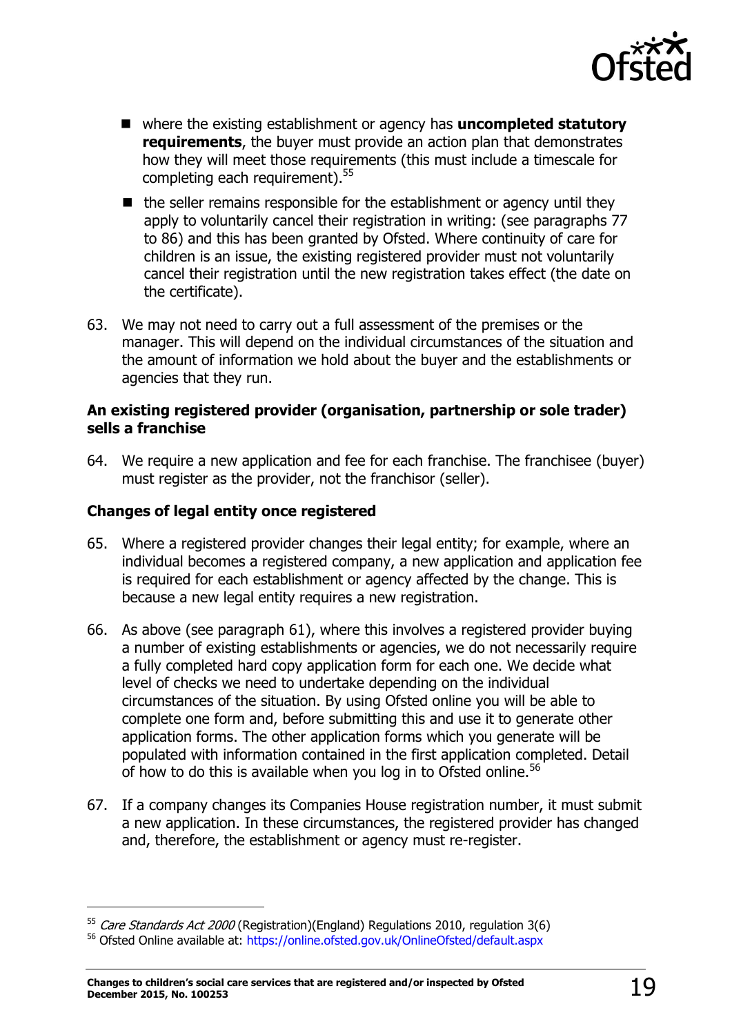- where the existing establishment or agency has **uncompleted statutory requirements**, the buyer must provide an action plan that demonstrates how they will meet those requirements (this must include a timescale for completing each requirement).[55]
- the seller remains responsible for the establishment or agency until they apply to voluntarily cancel their registration in writing: (see paragraphs 77 to 86) and this has been granted by Ofsted. Where continuity of care for children is an issue, the existing registered provider must not voluntarily cancel their registration until the new registration takes effect (the date on the certificate).

63. We may not need to carry out a full assessment of the premises or the manager. This will depend on the individual circumstances of the situation and the amount of information we hold about the buyer and the establishments or agencies that they run.

**An existing registered provider (organisation, partnership or sole trader) sells a franchise**

64. We require a new application and fee for each franchise. The franchisee (buyer) must register as the provider, not the franchisor (seller).

**Changes of legal entity once registered**

65. Where a registered provider changes their legal entity; for example, where an individual becomes a registered company, a new application and application fee is required for each establishment or agency affected by the change. This is because a new legal entity requires a new registration.

66. As above (see paragraph 61), where this involves a registered provider buying a number of existing establishments or agencies, we do not necessarily require a fully completed hard copy application form for each one. We decide what level of checks we need to undertake depending on the individual circumstances of the situation. By using Ofsted online you will be able to complete one form and, before submitting this and use it to generate other application forms. The other application forms which you generate will be populated with information contained in the first application completed. Detail of how to do this is available when you log in to Ofsted online.[56]

67. If a company changes its Companies House registration number, it must submit a new application. In these circumstances, the registered provider has changed and, therefore, the establishment or agency must re-register.

---

[55] *Care Standards Act 2000* (Registration)(England) Regulations 2010, regulation 3(6)

[56] Ofsted Online available at: https://online.ofsted.gov.uk/OnlineOfsted/default.aspx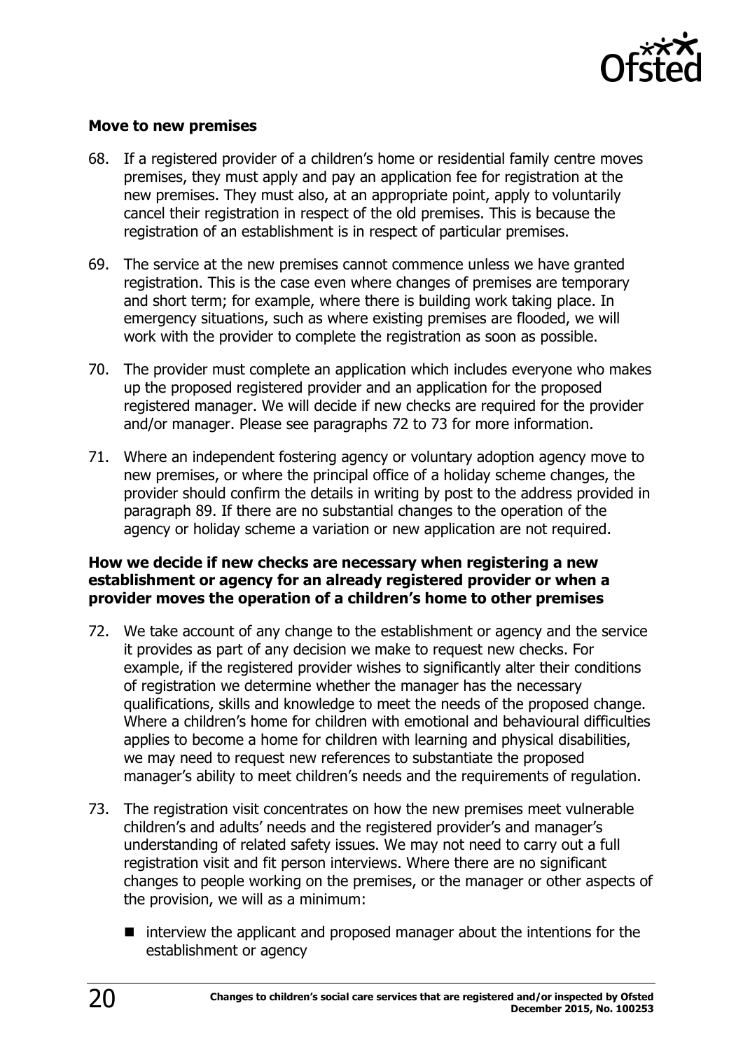### Move to new premises

68. If a registered provider of a children's home or residential family centre moves premises, they must apply and pay an application fee for registration at the new premises. They must also, at an appropriate point, apply to voluntarily cancel their registration in respect of the old premises. This is because the registration of an establishment is in respect of particular premises.

69. The service at the new premises cannot commence unless we have granted registration. This is the case even where changes of premises are temporary and short term; for example, where there is building work taking place. In emergency situations, such as where existing premises are flooded, we will work with the provider to complete the registration as soon as possible.

70. The provider must complete an application which includes everyone who makes up the proposed registered provider and an application for the proposed registered manager. We will decide if new checks are required for the provider and/or manager. Please see paragraphs 72 to 73 for more information.

71. Where an independent fostering agency or voluntary adoption agency move to new premises, or where the principal office of a holiday scheme changes, the provider should confirm the details in writing by post to the address provided in paragraph 89. If there are no substantial changes to the operation of the agency or holiday scheme a variation or new application are not required.

### How we decide if new checks are necessary when registering a new establishment or agency for an already registered provider or when a provider moves the operation of a children's home to other premises

72. We take account of any change to the establishment or agency and the service it provides as part of any decision we make to request new checks. For example, if the registered provider wishes to significantly alter their conditions of registration we determine whether the manager has the necessary qualifications, skills and knowledge to meet the needs of the proposed change. Where a children's home for children with emotional and behavioural difficulties applies to become a home for children with learning and physical disabilities, we may need to request new references to substantiate the proposed manager's ability to meet children's needs and the requirements of regulation.

73. The registration visit concentrates on how the new premises meet vulnerable children's and adults' needs and the registered provider's and manager's understanding of related safety issues. We may not need to carry out a full registration visit and fit person interviews. Where there are no significant changes to people working on the premises, or the manager or other aspects of the provision, we will as a minimum:

   - interview the applicant and proposed manager about the intentions for the establishment or agency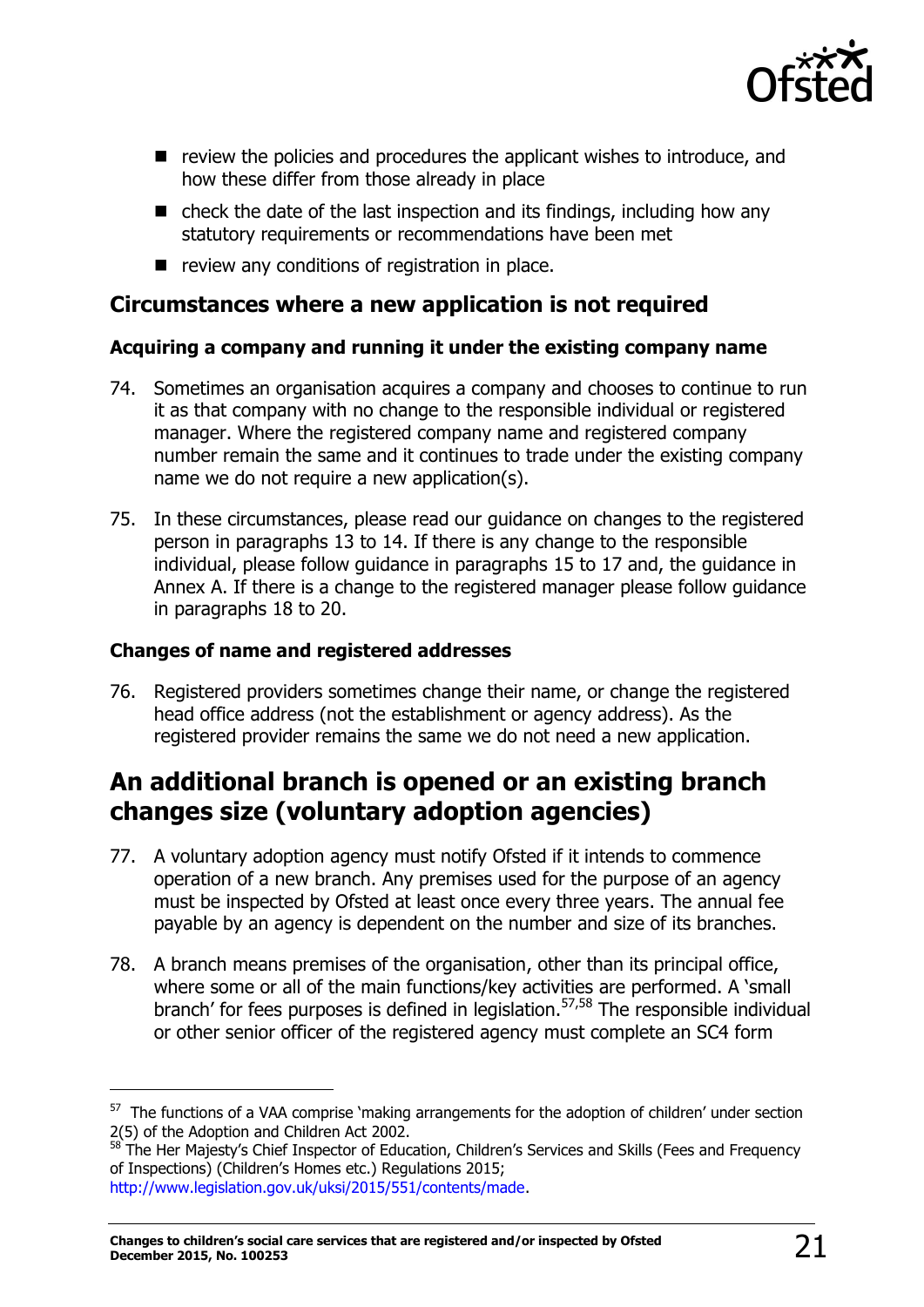- review the policies and procedures the applicant wishes to introduce, and how these differ from those already in place
- check the date of the last inspection and its findings, including how any statutory requirements or recommendations have been met
- review any conditions of registration in place.

### Circumstances where a new application is not required

#### Acquiring a company and running it under the existing company name

74. Sometimes an organisation acquires a company and chooses to continue to run it as that company with no change to the responsible individual or registered manager. Where the registered company name and registered company number remain the same and it continues to trade under the existing company name we do not require a new application(s).

75. In these circumstances, please read our guidance on changes to the registered person in paragraphs 13 to 14. If there is any change to the responsible individual, please follow guidance in paragraphs 15 to 17 and, the guidance in Annex A. If there is a change to the registered manager please follow guidance in paragraphs 18 to 20.

#### Changes of name and registered addresses

76. Registered providers sometimes change their name, or change the registered head office address (not the establishment or agency address). As the registered provider remains the same we do not need a new application.

## An additional branch is opened or an existing branch changes size (voluntary adoption agencies)

77. A voluntary adoption agency must notify Ofsted if it intends to commence operation of a new branch. Any premises used for the purpose of an agency must be inspected by Ofsted at least once every three years. The annual fee payable by an agency is dependent on the number and size of its branches.

78. A branch means premises of the organisation, other than its principal office, where some or all of the main functions/key activities are performed. A 'small branch' for fees purposes is defined in legislation.[57,58] The responsible individual or other senior officer of the registered agency must complete an SC4 form

---

[57] The functions of a VAA comprise 'making arrangements for the adoption of children' under section 2(5) of the Adoption and Children Act 2002.

[58] The Her Majesty's Chief Inspector of Education, Children's Services and Skills (Fees and Frequency of Inspections) (Children's Homes etc.) Regulations 2015; http://www.legislation.gov.uk/uksi/2015/551/contents/made.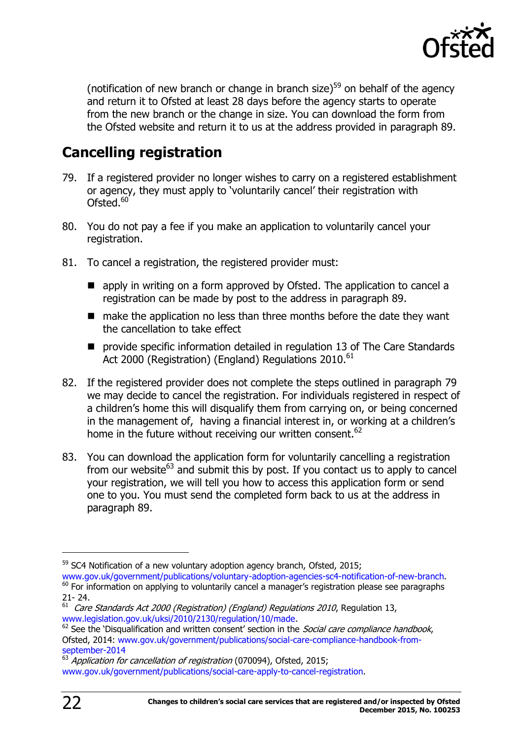(notification of new branch or change in branch size)[59] on behalf of the agency and return it to Ofsted at least 28 days before the agency starts to operate from the new branch or the change in size. You can download the form from the Ofsted website and return it to us at the address provided in paragraph 89.

## Cancelling registration

79. If a registered provider no longer wishes to carry on a registered establishment or agency, they must apply to 'voluntarily cancel' their registration with Ofsted.[60]

80. You do not pay a fee if you make an application to voluntarily cancel your registration.

81. To cancel a registration, the registered provider must:

    - apply in writing on a form approved by Ofsted. The application to cancel a registration can be made by post to the address in paragraph 89.
    - make the application no less than three months before the date they want the cancellation to take effect
    - provide specific information detailed in regulation 13 of The Care Standards Act 2000 (Registration) (England) Regulations 2010.[61]

82. If the registered provider does not complete the steps outlined in paragraph 79 we may decide to cancel the registration. For individuals registered in respect of a children's home this will disqualify them from carrying on, or being concerned in the management of, having a financial interest in, or working at a children's home in the future without receiving our written consent.[62]

83. You can download the application form for voluntarily cancelling a registration from our website[63] and submit this by post. If you contact us to apply to cancel your registration, we will tell you how to access this application form or send one to you. You must send the completed form back to us at the address in paragraph 89.

---

[59] SC4 Notification of a new voluntary adoption agency branch, Ofsted, 2015; www.gov.uk/government/publications/voluntary-adoption-agencies-sc4-notification-of-new-branch.

[60] For information on applying to voluntarily cancel a manager's registration please see paragraphs 21- 24.

[61] *Care Standards Act 2000 (Registration) (England) Regulations 2010*, Regulation 13, www.legislation.gov.uk/uksi/2010/2130/regulation/10/made.

[62] See the 'Disqualification and written consent' section in the *Social care compliance handbook*, Ofsted, 2014: www.gov.uk/government/publications/social-care-compliance-handbook-from-september-2014

[63] *Application for cancellation of registration* (070094), Ofsted, 2015; www.gov.uk/government/publications/social-care-apply-to-cancel-registration.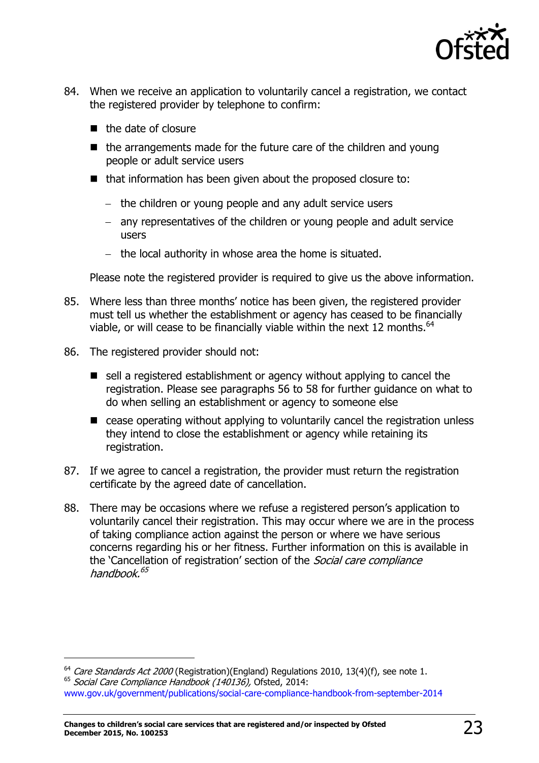84. When we receive an application to voluntarily cancel a registration, we contact the registered provider by telephone to confirm:

    - the date of closure
    - the arrangements made for the future care of the children and young people or adult service users
    - that information has been given about the proposed closure to:
        - the children or young people and any adult service users
        - any representatives of the children or young people and adult service users
        - the local authority in whose area the home is situated.

    Please note the registered provider is required to give us the above information.

85. Where less than three months' notice has been given, the registered provider must tell us whether the establishment or agency has ceased to be financially viable, or will cease to be financially viable within the next 12 months.[64]

86. The registered provider should not:

    - sell a registered establishment or agency without applying to cancel the registration. Please see paragraphs 56 to 58 for further guidance on what to do when selling an establishment or agency to someone else
    - cease operating without applying to voluntarily cancel the registration unless they intend to close the establishment or agency while retaining its registration.

87. If we agree to cancel a registration, the provider must return the registration certificate by the agreed date of cancellation.

88. There may be occasions where we refuse a registered person's application to voluntarily cancel their registration. This may occur where we are in the process of taking compliance action against the person or where we have serious concerns regarding his or her fitness. Further information on this is available in the 'Cancellation of registration' section of the *Social care compliance handbook.*[65]

---

[64] *Care Standards Act 2000* (Registration)(England) Regulations 2010, 13(4)(f), see note 1.

[65] *Social Care Compliance Handbook (140136),* Ofsted, 2014: www.gov.uk/government/publications/social-care-compliance-handbook-from-september-2014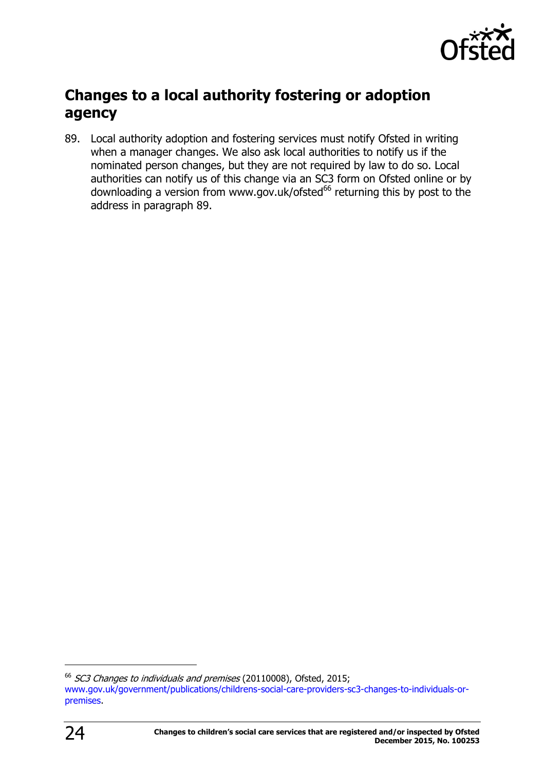## Changes to a local authority fostering or adoption agency

89. Local authority adoption and fostering services must notify Ofsted in writing when a manager changes. We also ask local authorities to notify us if the nominated person changes, but they are not required by law to do so. Local authorities can notify us of this change via an SC3 form on Ofsted online or by downloading a version from www.gov.uk/ofsted[66] returning this by post to the address in paragraph 89.

---

[66] *SC3 Changes to individuals and premises* (20110008), Ofsted, 2015; www.gov.uk/government/publications/childrens-social-care-providers-sc3-changes-to-individuals-or-premises.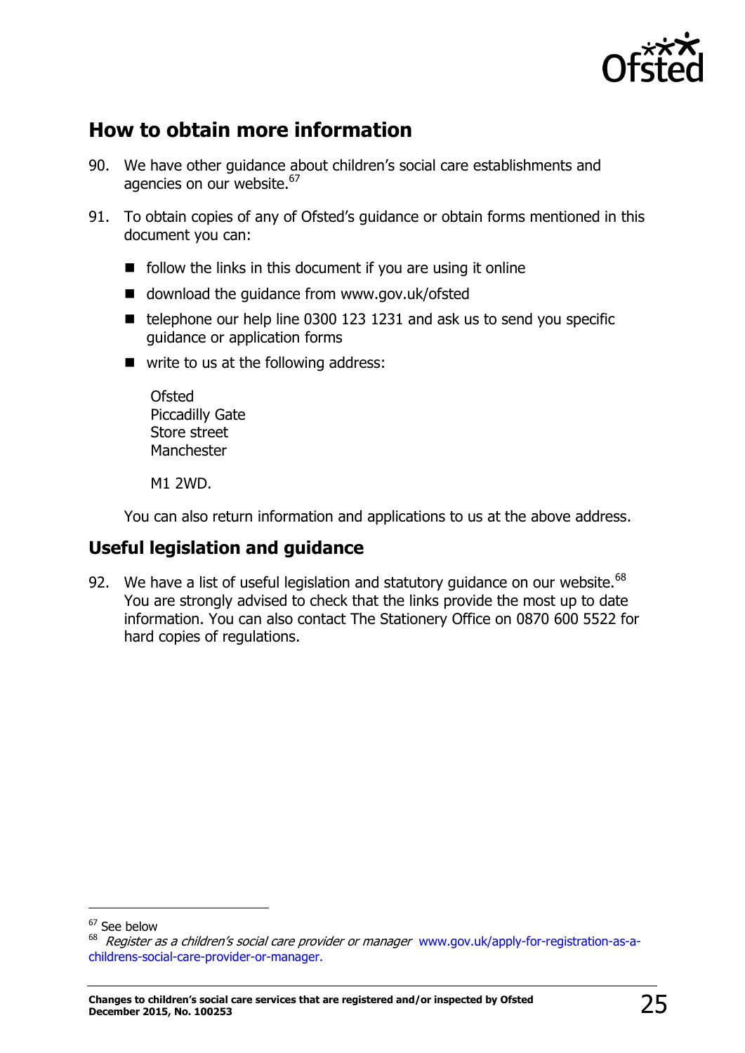## How to obtain more information

90. We have other guidance about children's social care establishments and agencies on our website.[67]

91. To obtain copies of any of Ofsted's guidance or obtain forms mentioned in this document you can:

    - follow the links in this document if you are using it online
    - download the guidance from www.gov.uk/ofsted
    - telephone our help line 0300 123 1231 and ask us to send you specific guidance or application forms
    - write to us at the following address:

      Ofsted
      Piccadilly Gate
      Store street
      Manchester

      M1 2WD.

    You can also return information and applications to us at the above address.

## Useful legislation and guidance

92. We have a list of useful legislation and statutory guidance on our website.[68] You are strongly advised to check that the links provide the most up to date information. You can also contact The Stationery Office on 0870 600 5522 for hard copies of regulations.

---

[67] See below

[68] *Register as a children's social care provider or manager* www.gov.uk/apply-for-registration-as-a-childrens-social-care-provider-or-manager.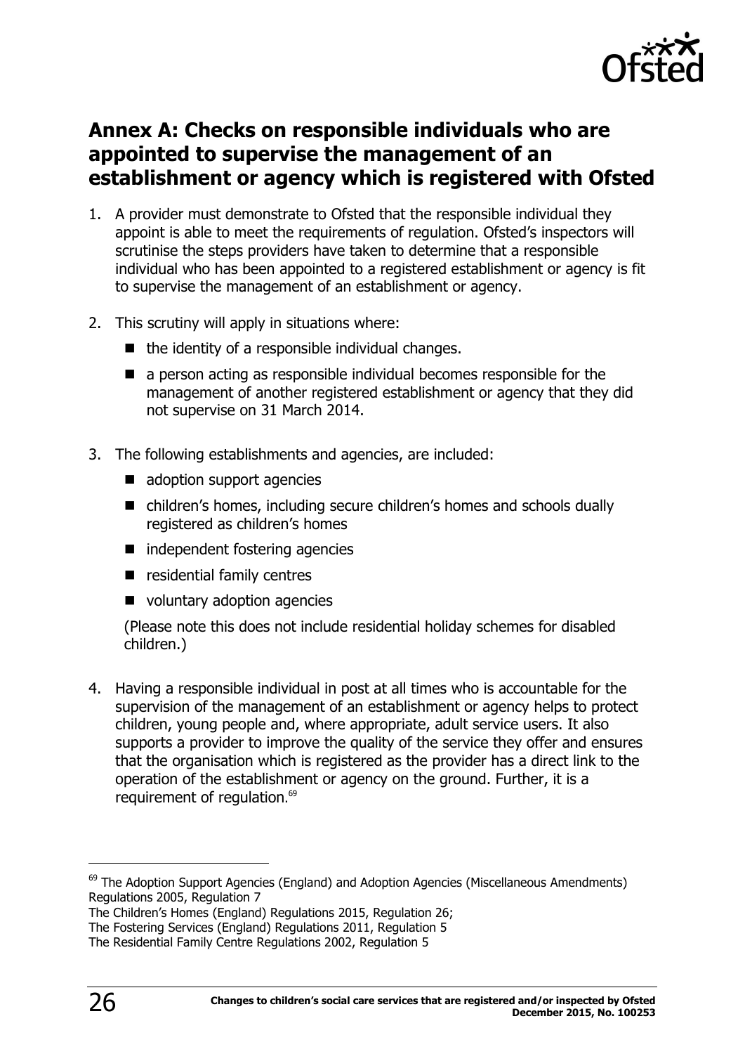## Annex A: Checks on responsible individuals who are appointed to supervise the management of an establishment or agency which is registered with Ofsted

1. A provider must demonstrate to Ofsted that the responsible individual they appoint is able to meet the requirements of regulation. Ofsted's inspectors will scrutinise the steps providers have taken to determine that a responsible individual who has been appointed to a registered establishment or agency is fit to supervise the management of an establishment or agency.

2. This scrutiny will apply in situations where:
   - the identity of a responsible individual changes.
   - a person acting as responsible individual becomes responsible for the management of another registered establishment or agency that they did not supervise on 31 March 2014.

3. The following establishments and agencies, are included:
   - adoption support agencies
   - children's homes, including secure children's homes and schools dually registered as children's homes
   - independent fostering agencies
   - residential family centres
   - voluntary adoption agencies

   (Please note this does not include residential holiday schemes for disabled children.)

4. Having a responsible individual in post at all times who is accountable for the supervision of the management of an establishment or agency helps to protect children, young people and, where appropriate, adult service users. It also supports a provider to improve the quality of the service they offer and ensures that the organisation which is registered as the provider has a direct link to the operation of the establishment or agency on the ground. Further, it is a requirement of regulation.[69]

---

[69] The Adoption Support Agencies (England) and Adoption Agencies (Miscellaneous Amendments) Regulations 2005, Regulation 7
The Children's Homes (England) Regulations 2015, Regulation 26;
The Fostering Services (England) Regulations 2011, Regulation 5
The Residential Family Centre Regulations 2002, Regulation 5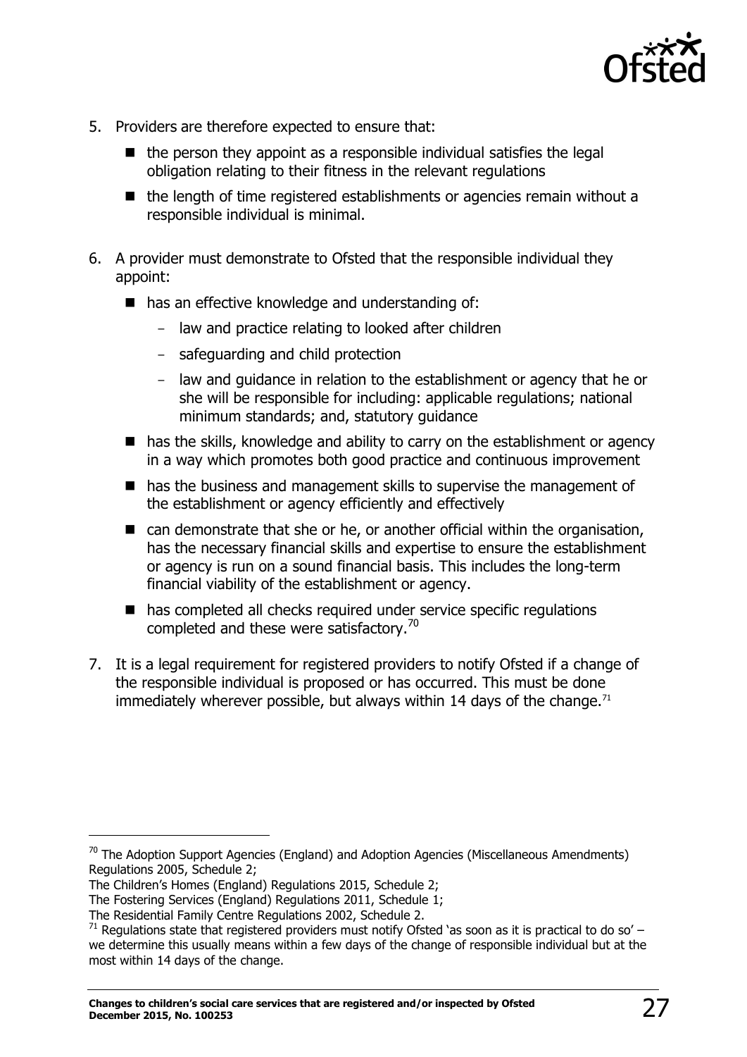5. Providers are therefore expected to ensure that:
   - the person they appoint as a responsible individual satisfies the legal obligation relating to their fitness in the relevant regulations
   - the length of time registered establishments or agencies remain without a responsible individual is minimal.
6. A provider must demonstrate to Ofsted that the responsible individual they appoint:
   - has an effective knowledge and understanding of:
     - law and practice relating to looked after children
     - safeguarding and child protection
     - law and guidance in relation to the establishment or agency that he or she will be responsible for including: applicable regulations; national minimum standards; and, statutory guidance
   - has the skills, knowledge and ability to carry on the establishment or agency in a way which promotes both good practice and continuous improvement
   - has the business and management skills to supervise the management of the establishment or agency efficiently and effectively
   - can demonstrate that she or he, or another official within the organisation, has the necessary financial skills and expertise to ensure the establishment or agency is run on a sound financial basis. This includes the long-term financial viability of the establishment or agency.
   - has completed all checks required under service specific regulations completed and these were satisfactory.[70]
7. It is a legal requirement for registered providers to notify Ofsted if a change of the responsible individual is proposed or has occurred. This must be done immediately wherever possible, but always within 14 days of the change.[71]

---

[70] The Adoption Support Agencies (England) and Adoption Agencies (Miscellaneous Amendments) Regulations 2005, Schedule 2;
The Children's Homes (England) Regulations 2015, Schedule 2;
The Fostering Services (England) Regulations 2011, Schedule 1;
The Residential Family Centre Regulations 2002, Schedule 2.

[71] Regulations state that registered providers must notify Ofsted 'as soon as it is practical to do so' – we determine this usually means within a few days of the change of responsible individual but at the most within 14 days of the change.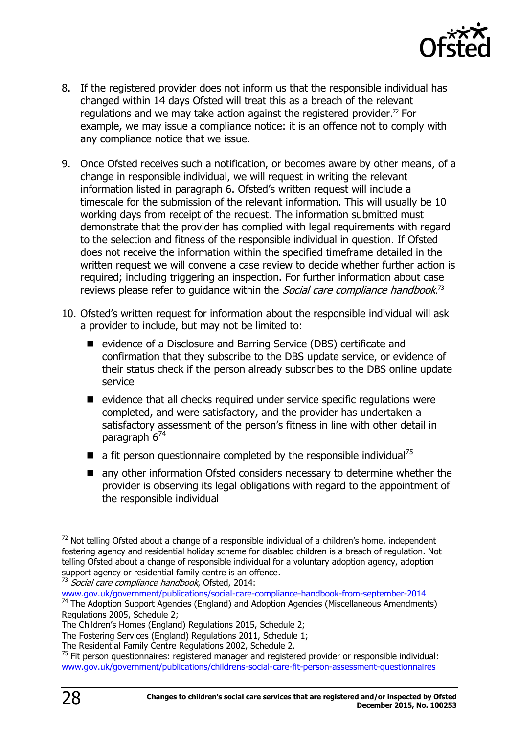8. If the registered provider does not inform us that the responsible individual has changed within 14 days Ofsted will treat this as a breach of the relevant regulations and we may take action against the registered provider.[72] For example, we may issue a compliance notice: it is an offence not to comply with any compliance notice that we issue.

9. Once Ofsted receives such a notification, or becomes aware by other means, of a change in responsible individual, we will request in writing the relevant information listed in paragraph 6. Ofsted's written request will include a timescale for the submission of the relevant information. This will usually be 10 working days from receipt of the request. The information submitted must demonstrate that the provider has complied with legal requirements with regard to the selection and fitness of the responsible individual in question. If Ofsted does not receive the information within the specified timeframe detailed in the written request we will convene a case review to decide whether further action is required; including triggering an inspection. For further information about case reviews please refer to guidance within the *Social care compliance handbook*.[73]

10. Ofsted's written request for information about the responsible individual will ask a provider to include, but may not be limited to:

    - evidence of a Disclosure and Barring Service (DBS) certificate and confirmation that they subscribe to the DBS update service, or evidence of their status check if the person already subscribes to the DBS online update service
    - evidence that all checks required under service specific regulations were completed, and were satisfactory, and the provider has undertaken a satisfactory assessment of the person's fitness in line with other detail in paragraph 6[74]
    - a fit person questionnaire completed by the responsible individual[75]
    - any other information Ofsted considers necessary to determine whether the provider is observing its legal obligations with regard to the appointment of the responsible individual

---

[72] Not telling Ofsted about a change of a responsible individual of a children's home, independent fostering agency and residential holiday scheme for disabled children is a breach of regulation. Not telling Ofsted about a change of responsible individual for a voluntary adoption agency, adoption support agency or residential family centre is an offence.

[73] *Social care compliance handbook*, Ofsted, 2014: www.gov.uk/government/publications/social-care-compliance-handbook-from-september-2014

[74] The Adoption Support Agencies (England) and Adoption Agencies (Miscellaneous Amendments) Regulations 2005, Schedule 2;
The Children's Homes (England) Regulations 2015, Schedule 2;
The Fostering Services (England) Regulations 2011, Schedule 1;
The Residential Family Centre Regulations 2002, Schedule 2.

[75] Fit person questionnaires: registered manager and registered provider or responsible individual: www.gov.uk/government/publications/childrens-social-care-fit-person-assessment-questionnaires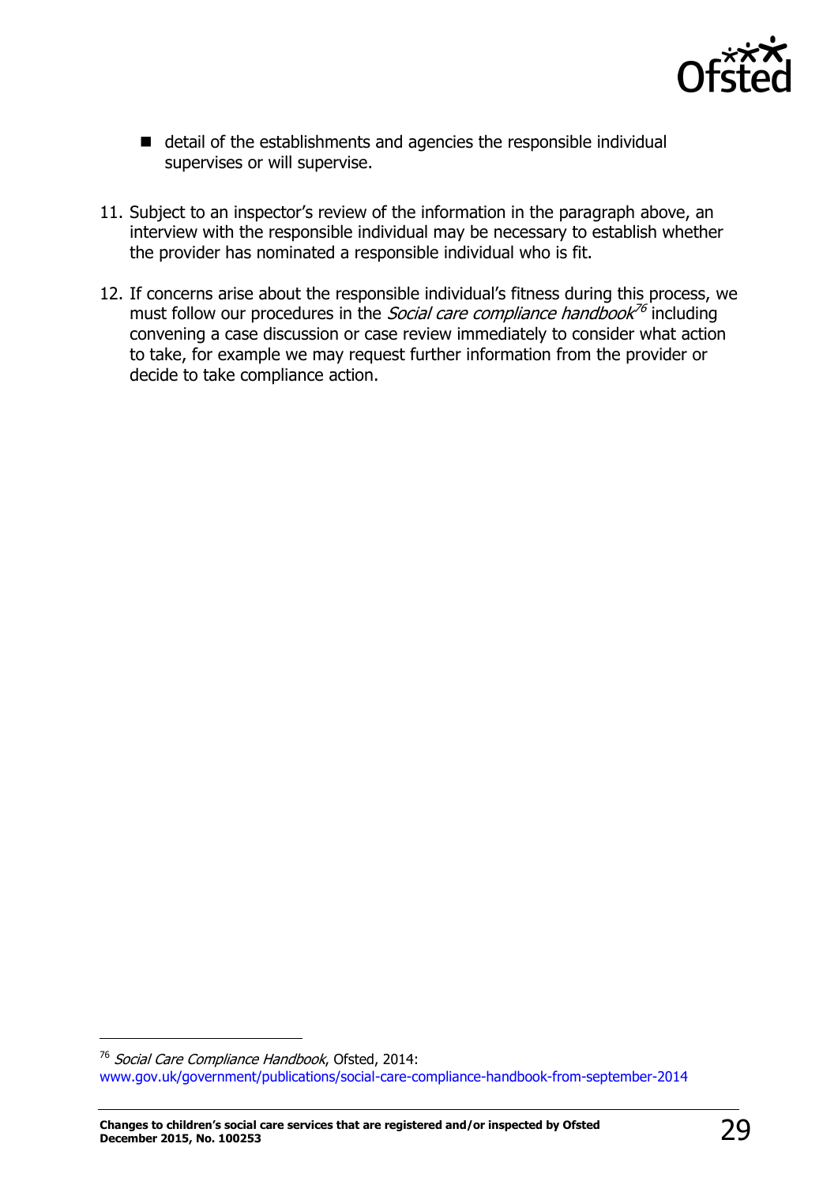- detail of the establishments and agencies the responsible individual supervises or will supervise.

11. Subject to an inspector's review of the information in the paragraph above, an interview with the responsible individual may be necessary to establish whether the provider has nominated a responsible individual who is fit.

12. If concerns arise about the responsible individual's fitness during this process, we must follow our procedures in the *Social care compliance handbook*[76] including convening a case discussion or case review immediately to consider what action to take, for example we may request further information from the provider or decide to take compliance action.

---

[76] *Social Care Compliance Handbook*, Ofsted, 2014: www.gov.uk/government/publications/social-care-compliance-handbook-from-september-2014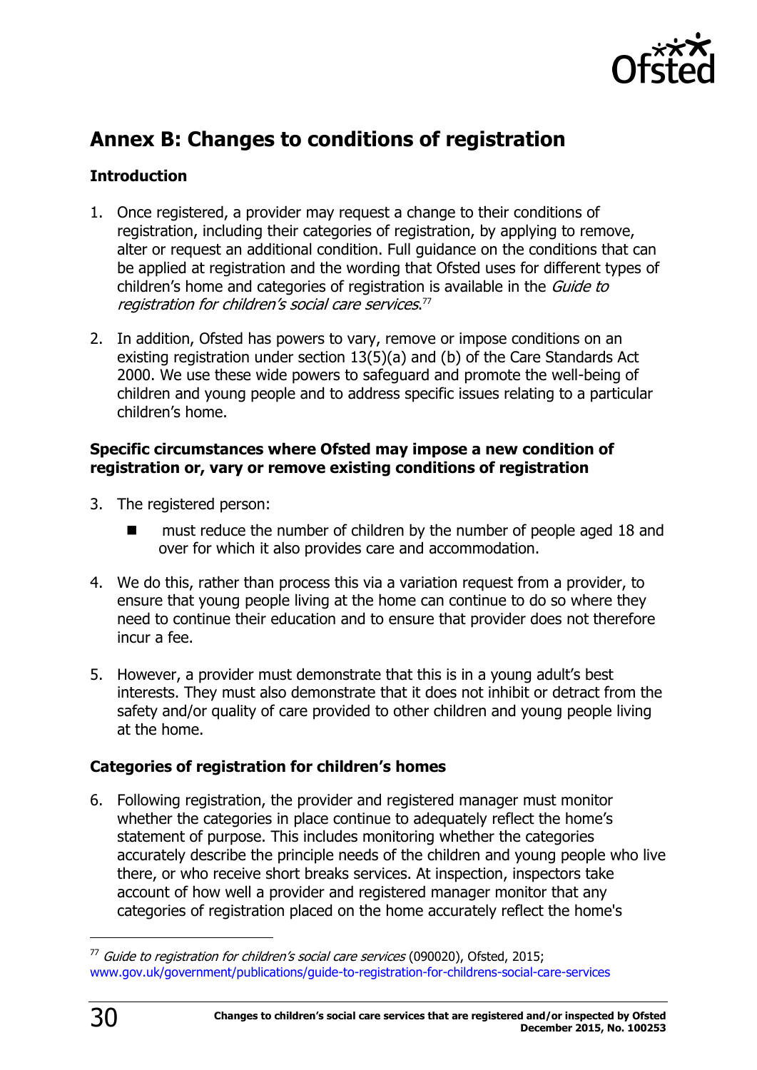## Annex B: Changes to conditions of registration

### Introduction

1. Once registered, a provider may request a change to their conditions of registration, including their categories of registration, by applying to remove, alter or request an additional condition. Full guidance on the conditions that can be applied at registration and the wording that Ofsted uses for different types of children's home and categories of registration is available in the *Guide to registration for children's social care services*.[77]

2. In addition, Ofsted has powers to vary, remove or impose conditions on an existing registration under section 13(5)(a) and (b) of the Care Standards Act 2000. We use these wide powers to safeguard and promote the well-being of children and young people and to address specific issues relating to a particular children's home.

### Specific circumstances where Ofsted may impose a new condition of registration or, vary or remove existing conditions of registration

3. The registered person:

   - must reduce the number of children by the number of people aged 18 and over for which it also provides care and accommodation.

4. We do this, rather than process this via a variation request from a provider, to ensure that young people living at the home can continue to do so where they need to continue their education and to ensure that provider does not therefore incur a fee.

5. However, a provider must demonstrate that this is in a young adult's best interests. They must also demonstrate that it does not inhibit or detract from the safety and/or quality of care provided to other children and young people living at the home.

### Categories of registration for children's homes

6. Following registration, the provider and registered manager must monitor whether the categories in place continue to adequately reflect the home's statement of purpose. This includes monitoring whether the categories accurately describe the principle needs of the children and young people who live there, or who receive short breaks services. At inspection, inspectors take account of how well a provider and registered manager monitor that any categories of registration placed on the home accurately reflect the home's

---

[77] *Guide to registration for children's social care services* (090020), Ofsted, 2015; www.gov.uk/government/publications/guide-to-registration-for-childrens-social-care-services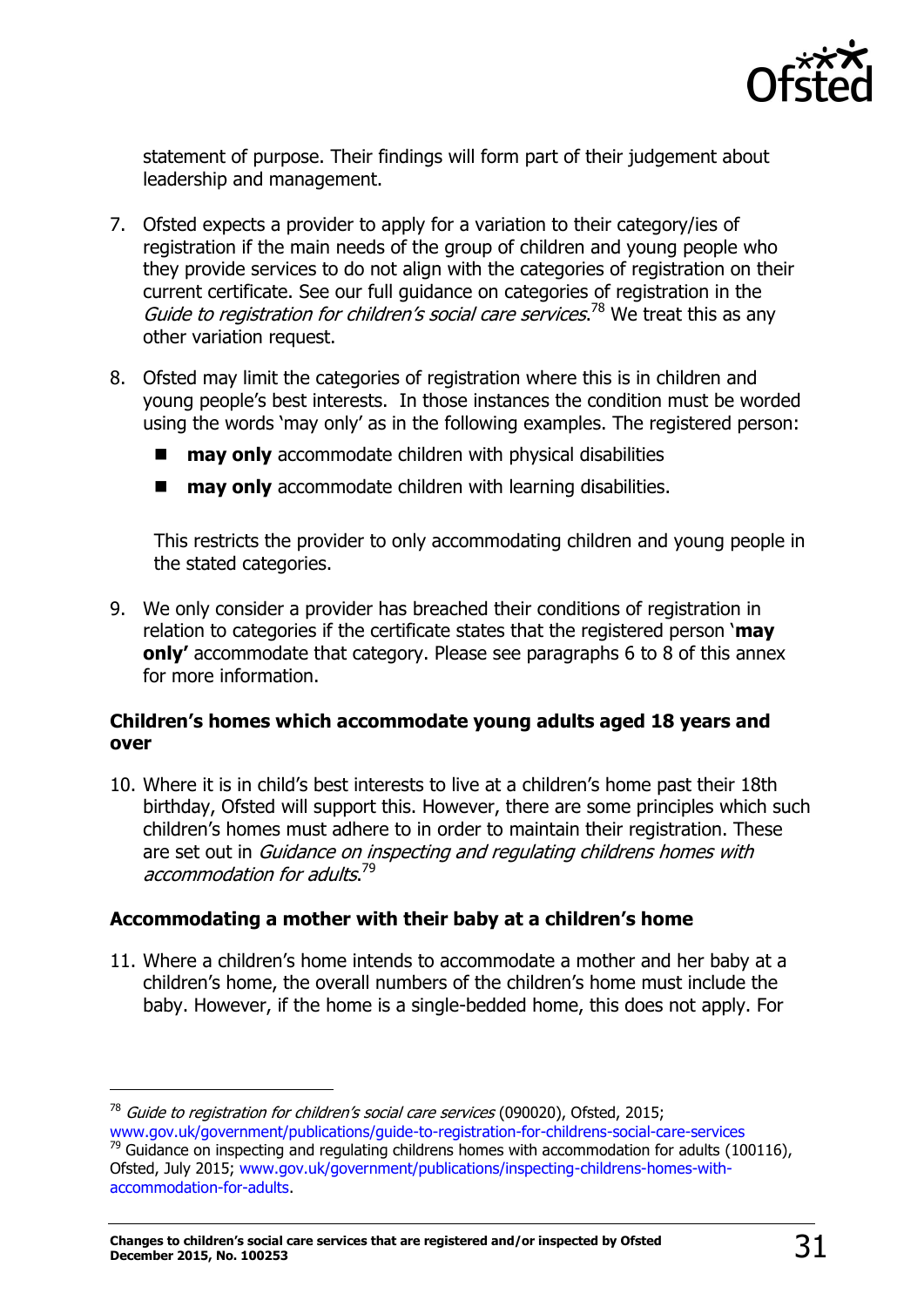statement of purpose. Their findings will form part of their judgement about leadership and management.

7. Ofsted expects a provider to apply for a variation to their category/ies of registration if the main needs of the group of children and young people who they provide services to do not align with the categories of registration on their current certificate. See our full guidance on categories of registration in the *Guide to registration for children's social care services*.[78] We treat this as any other variation request.

8. Ofsted may limit the categories of registration where this is in children and young people's best interests. In those instances the condition must be worded using the words 'may only' as in the following examples. The registered person:

   - **may only** accommodate children with physical disabilities
   - **may only** accommodate children with learning disabilities.

   This restricts the provider to only accommodating children and young people in the stated categories.

9. We only consider a provider has breached their conditions of registration in relation to categories if the certificate states that the registered person '**may only'** accommodate that category. Please see paragraphs 6 to 8 of this annex for more information.

**Children's homes which accommodate young adults aged 18 years and over**

10. Where it is in child's best interests to live at a children's home past their 18th birthday, Ofsted will support this. However, there are some principles which such children's homes must adhere to in order to maintain their registration. These are set out in *Guidance on inspecting and regulating childrens homes with accommodation for adults*.[79]

**Accommodating a mother with their baby at a children's home**

11. Where a children's home intends to accommodate a mother and her baby at a children's home, the overall numbers of the children's home must include the baby. However, if the home is a single-bedded home, this does not apply. For

---

[78] *Guide to registration for children's social care services* (090020), Ofsted, 2015; www.gov.uk/government/publications/guide-to-registration-for-childrens-social-care-services

[79] Guidance on inspecting and regulating childrens homes with accommodation for adults (100116), Ofsted, July 2015; www.gov.uk/government/publications/inspecting-childrens-homes-with-accommodation-for-adults.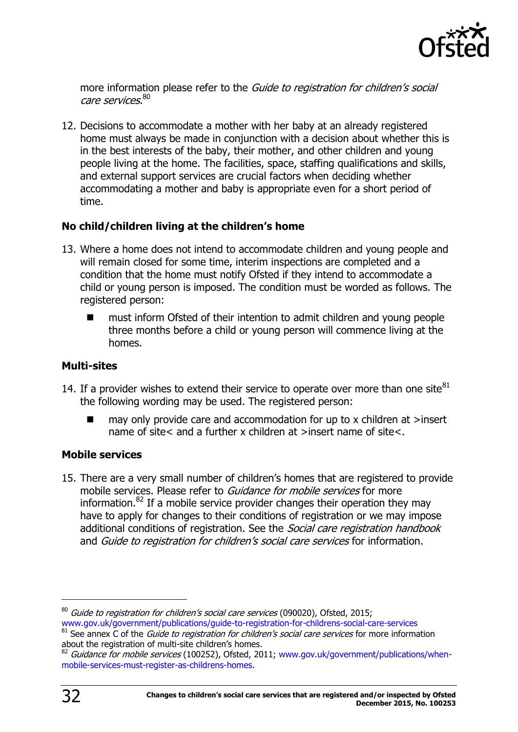more information please refer to the *Guide to registration for children's social care services*.[80]

12. Decisions to accommodate a mother with her baby at an already registered home must always be made in conjunction with a decision about whether this is in the best interests of the baby, their mother, and other children and young people living at the home. The facilities, space, staffing qualifications and skills, and external support services are crucial factors when deciding whether accommodating a mother and baby is appropriate even for a short period of time.

**No child/children living at the children's home**

13. Where a home does not intend to accommodate children and young people and will remain closed for some time, interim inspections are completed and a condition that the home must notify Ofsted if they intend to accommodate a child or young person is imposed. The condition must be worded as follows. The registered person:
    - must inform Ofsted of their intention to admit children and young people three months before a child or young person will commence living at the homes.

**Multi-sites**

14. If a provider wishes to extend their service to operate over more than one site[81] the following wording may be used. The registered person:
    - may only provide care and accommodation for up to x children at >insert name of site< and a further x children at >insert name of site<.

**Mobile services**

15. There are a very small number of children's homes that are registered to provide mobile services. Please refer to *Guidance for mobile services* for more information.[82] If a mobile service provider changes their operation they may have to apply for changes to their conditions of registration or we may impose additional conditions of registration. See the *Social care registration handbook* and *Guide to registration for children's social care services* for information.

---

[80] *Guide to registration for children's social care services* (090020), Ofsted, 2015; www.gov.uk/government/publications/guide-to-registration-for-childrens-social-care-services

[81] See annex C of the *Guide to registration for children's social care services* for more information about the registration of multi-site children's homes.

[82] *Guidance for mobile services* (100252), Ofsted, 2011; www.gov.uk/government/publications/when-mobile-services-must-register-as-childrens-homes.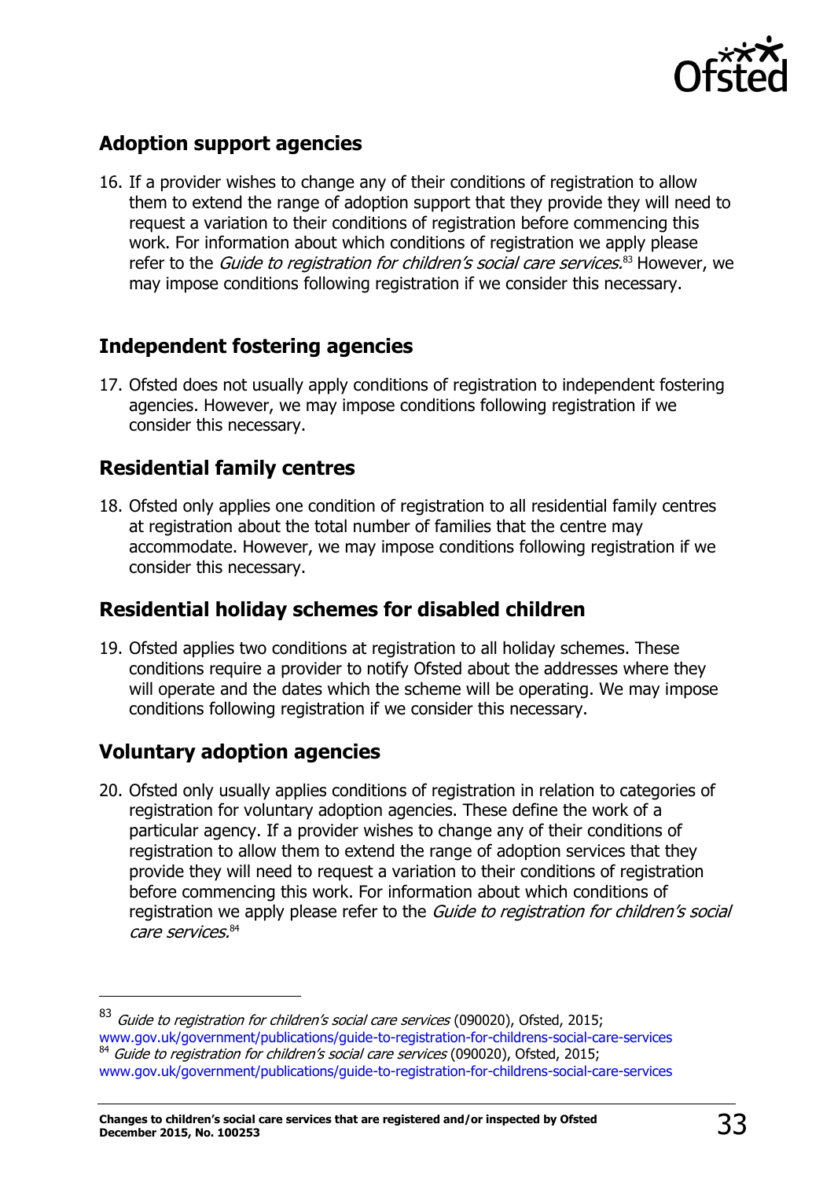## Adoption support agencies

16. If a provider wishes to change any of their conditions of registration to allow them to extend the range of adoption support that they provide they will need to request a variation to their conditions of registration before commencing this work. For information about which conditions of registration we apply please refer to the *Guide to registration for children's social care services.*[83] However, we may impose conditions following registration if we consider this necessary.

## Independent fostering agencies

17. Ofsted does not usually apply conditions of registration to independent fostering agencies. However, we may impose conditions following registration if we consider this necessary.

## Residential family centres

18. Ofsted only applies one condition of registration to all residential family centres at registration about the total number of families that the centre may accommodate. However, we may impose conditions following registration if we consider this necessary.

## Residential holiday schemes for disabled children

19. Ofsted applies two conditions at registration to all holiday schemes. These conditions require a provider to notify Ofsted about the addresses where they will operate and the dates which the scheme will be operating. We may impose conditions following registration if we consider this necessary.

## Voluntary adoption agencies

20. Ofsted only usually applies conditions of registration in relation to categories of registration for voluntary adoption agencies. These define the work of a particular agency. If a provider wishes to change any of their conditions of registration to allow them to extend the range of adoption services that they provide they will need to request a variation to their conditions of registration before commencing this work. For information about which conditions of registration we apply please refer to the *Guide to registration for children's social care services.*[84]

---

[83] *Guide to registration for children's social care services* (090020), Ofsted, 2015; www.gov.uk/government/publications/guide-to-registration-for-childrens-social-care-services

[84] *Guide to registration for children's social care services* (090020), Ofsted, 2015; www.gov.uk/government/publications/guide-to-registration-for-childrens-social-care-services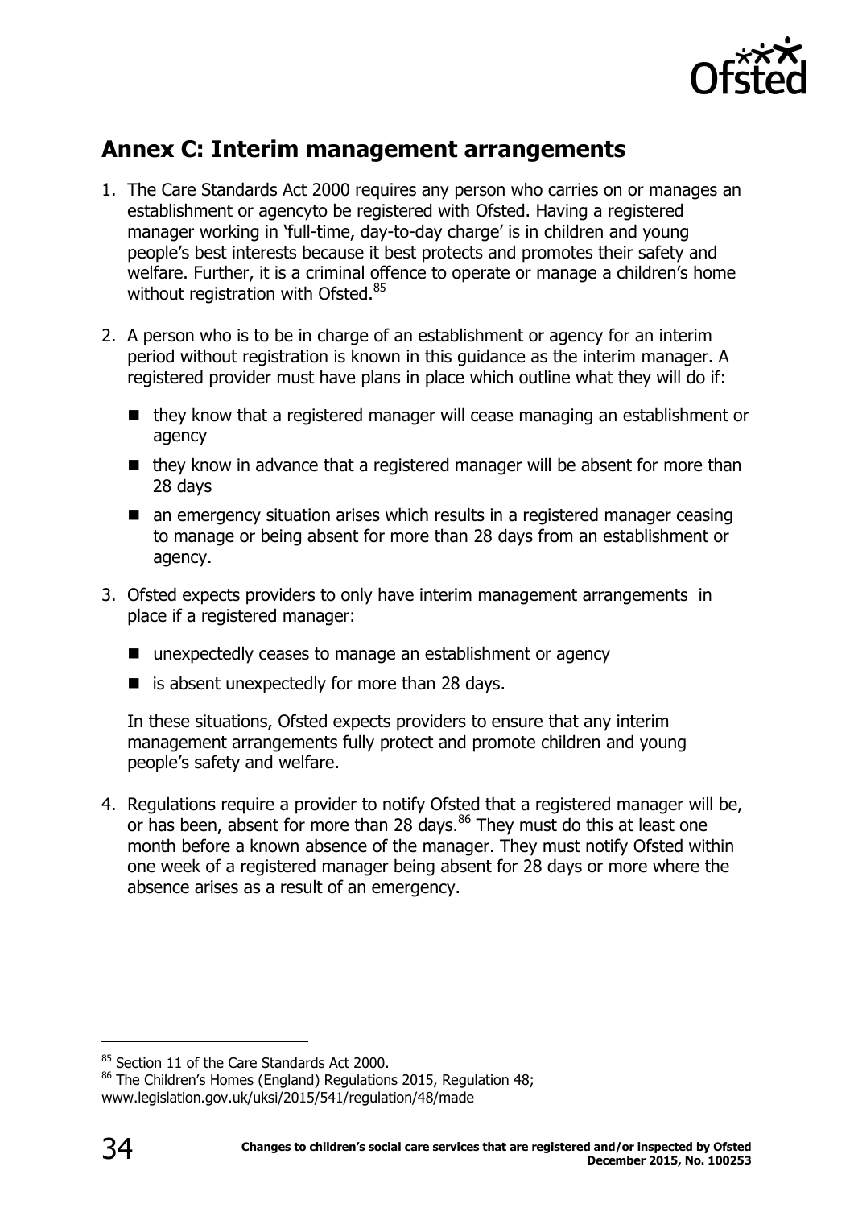## Annex C: Interim management arrangements

1. The Care Standards Act 2000 requires any person who carries on or manages an establishment or agencyto be registered with Ofsted. Having a registered manager working in 'full-time, day-to-day charge' is in children and young people's best interests because it best protects and promotes their safety and welfare. Further, it is a criminal offence to operate or manage a children's home without registration with Ofsted.[85]

2. A person who is to be in charge of an establishment or agency for an interim period without registration is known in this guidance as the interim manager. A registered provider must have plans in place which outline what they will do if:

   - they know that a registered manager will cease managing an establishment or agency
   - they know in advance that a registered manager will be absent for more than 28 days
   - an emergency situation arises which results in a registered manager ceasing to manage or being absent for more than 28 days from an establishment or agency.

3. Ofsted expects providers to only have interim management arrangements in place if a registered manager:

   - unexpectedly ceases to manage an establishment or agency
   - is absent unexpectedly for more than 28 days.

   In these situations, Ofsted expects providers to ensure that any interim management arrangements fully protect and promote children and young people's safety and welfare.

4. Regulations require a provider to notify Ofsted that a registered manager will be, or has been, absent for more than 28 days.[86] They must do this at least one month before a known absence of the manager. They must notify Ofsted within one week of a registered manager being absent for 28 days or more where the absence arises as a result of an emergency.

---

[85] Section 11 of the Care Standards Act 2000.

[86] The Children's Homes (England) Regulations 2015, Regulation 48; www.legislation.gov.uk/uksi/2015/541/regulation/48/made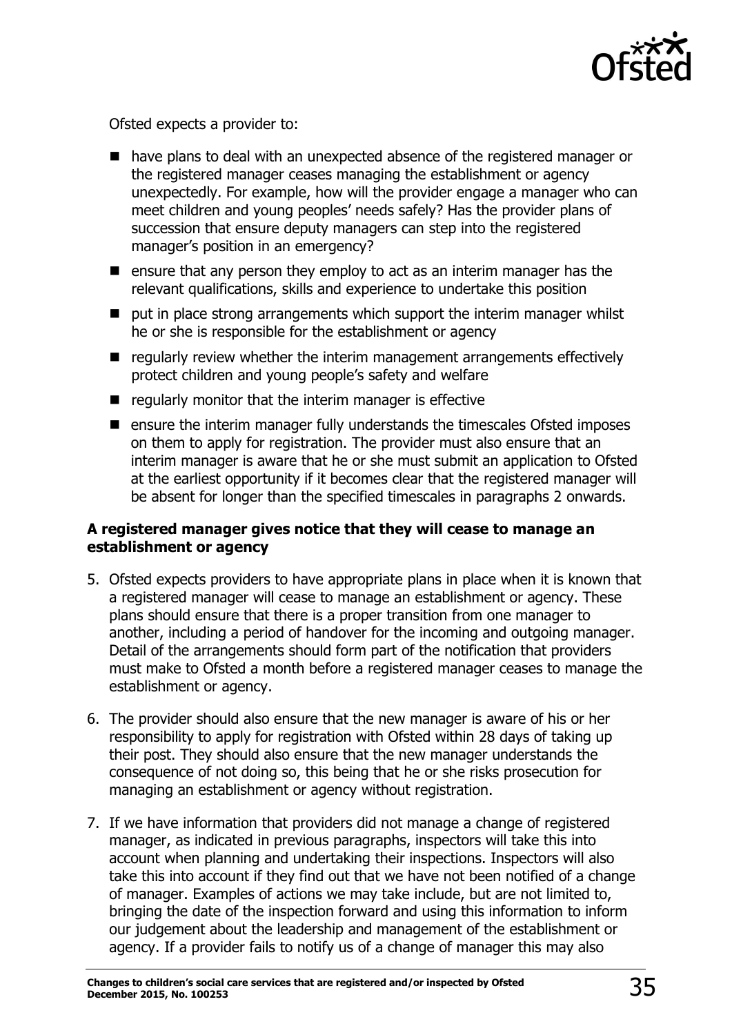Ofsted expects a provider to:

- have plans to deal with an unexpected absence of the registered manager or the registered manager ceases managing the establishment or agency unexpectedly. For example, how will the provider engage a manager who can meet children and young peoples' needs safely? Has the provider plans of succession that ensure deputy managers can step into the registered manager's position in an emergency?
- ensure that any person they employ to act as an interim manager has the relevant qualifications, skills and experience to undertake this position
- put in place strong arrangements which support the interim manager whilst he or she is responsible for the establishment or agency
- regularly review whether the interim management arrangements effectively protect children and young people's safety and welfare
- regularly monitor that the interim manager is effective
- ensure the interim manager fully understands the timescales Ofsted imposes on them to apply for registration. The provider must also ensure that an interim manager is aware that he or she must submit an application to Ofsted at the earliest opportunity if it becomes clear that the registered manager will be absent for longer than the specified timescales in paragraphs 2 onwards.

**A registered manager gives notice that they will cease to manage an establishment or agency**

5. Ofsted expects providers to have appropriate plans in place when it is known that a registered manager will cease to manage an establishment or agency. These plans should ensure that there is a proper transition from one manager to another, including a period of handover for the incoming and outgoing manager. Detail of the arrangements should form part of the notification that providers must make to Ofsted a month before a registered manager ceases to manage the establishment or agency.

6. The provider should also ensure that the new manager is aware of his or her responsibility to apply for registration with Ofsted within 28 days of taking up their post. They should also ensure that the new manager understands the consequence of not doing so, this being that he or she risks prosecution for managing an establishment or agency without registration.

7. If we have information that providers did not manage a change of registered manager, as indicated in previous paragraphs, inspectors will take this into account when planning and undertaking their inspections. Inspectors will also take this into account if they find out that we have not been notified of a change of manager. Examples of actions we may take include, but are not limited to, bringing the date of the inspection forward and using this information to inform our judgement about the leadership and management of the establishment or agency. If a provider fails to notify us of a change of manager this may also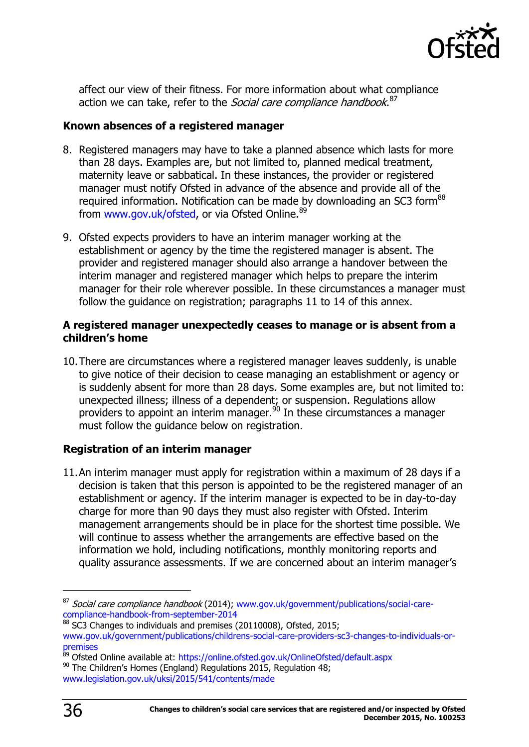affect our view of their fitness. For more information about what compliance action we can take, refer to the *Social care compliance handbook*.[87]

**Known absences of a registered manager**

8. Registered managers may have to take a planned absence which lasts for more than 28 days. Examples are, but not limited to, planned medical treatment, maternity leave or sabbatical. In these instances, the provider or registered manager must notify Ofsted in advance of the absence and provide all of the required information. Notification can be made by downloading an SC3 form[88] from www.gov.uk/ofsted, or via Ofsted Online.[89]

9. Ofsted expects providers to have an interim manager working at the establishment or agency by the time the registered manager is absent. The provider and registered manager should also arrange a handover between the interim manager and registered manager which helps to prepare the interim manager for their role wherever possible. In these circumstances a manager must follow the guidance on registration; paragraphs 11 to 14 of this annex.

**A registered manager unexpectedly ceases to manage or is absent from a children's home**

10. There are circumstances where a registered manager leaves suddenly, is unable to give notice of their decision to cease managing an establishment or agency or is suddenly absent for more than 28 days. Some examples are, but not limited to: unexpected illness; illness of a dependent; or suspension. Regulations allow providers to appoint an interim manager.[90] In these circumstances a manager must follow the guidance below on registration.

**Registration of an interim manager**

11. An interim manager must apply for registration within a maximum of 28 days if a decision is taken that this person is appointed to be the registered manager of an establishment or agency. If the interim manager is expected to be in day-to-day charge for more than 90 days they must also register with Ofsted. Interim management arrangements should be in place for the shortest time possible. We will continue to assess whether the arrangements are effective based on the information we hold, including notifications, monthly monitoring reports and quality assurance assessments. If we are concerned about an interim manager's

---

[87] *Social care compliance handbook* (2014); www.gov.uk/government/publications/social-care-compliance-handbook-from-september-2014

[88] SC3 Changes to individuals and premises (20110008), Ofsted, 2015; www.gov.uk/government/publications/childrens-social-care-providers-sc3-changes-to-individuals-or-premises

[89] Ofsted Online available at: https://online.ofsted.gov.uk/OnlineOfsted/default.aspx

[90] The Children's Homes (England) Regulations 2015, Regulation 48; www.legislation.gov.uk/uksi/2015/541/contents/made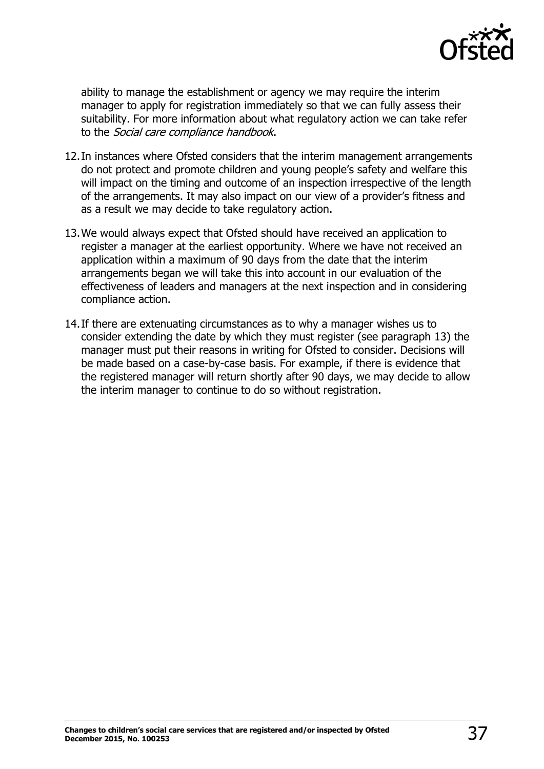ability to manage the establishment or agency we may require the interim manager to apply for registration immediately so that we can fully assess their suitability. For more information about what regulatory action we can take refer to the *Social care compliance handbook*.

12. In instances where Ofsted considers that the interim management arrangements do not protect and promote children and young people's safety and welfare this will impact on the timing and outcome of an inspection irrespective of the length of the arrangements. It may also impact on our view of a provider's fitness and as a result we may decide to take regulatory action.

13. We would always expect that Ofsted should have received an application to register a manager at the earliest opportunity. Where we have not received an application within a maximum of 90 days from the date that the interim arrangements began we will take this into account in our evaluation of the effectiveness of leaders and managers at the next inspection and in considering compliance action.

14. If there are extenuating circumstances as to why a manager wishes us to consider extending the date by which they must register (see paragraph 13) the manager must put their reasons in writing for Ofsted to consider. Decisions will be made based on a case-by-case basis. For example, if there is evidence that the registered manager will return shortly after 90 days, we may decide to allow the interim manager to continue to do so without registration.